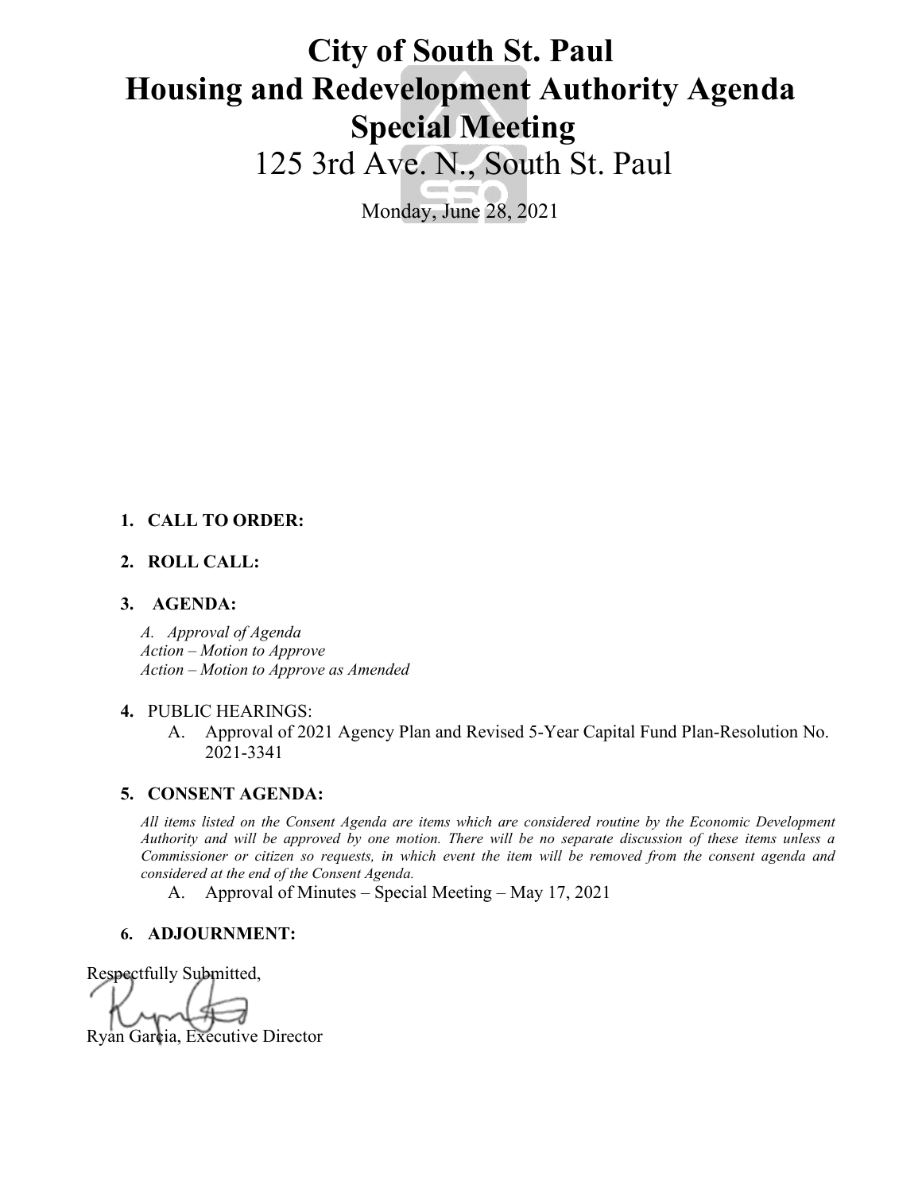# City of South St. Paul
# Housing and Redevelopment Authority Agenda
# Special Meeting

125 3rd Ave. N., South St. Paul

Monday, June 28, 2021

1. **CALL TO ORDER:**

2. **ROLL CALL:**

3. **AGENDA:**

   *A. Approval of Agenda*
   *Action – Motion to Approve*
   *Action – Motion to Approve as Amended*

4. PUBLIC HEARINGS:
   A. Approval of 2021 Agency Plan and Revised 5-Year Capital Fund Plan-Resolution No. 2021-3341

5. **CONSENT AGENDA:**

   *All items listed on the Consent Agenda are items which are considered routine by the Economic Development Authority and will be approved by one motion. There will be no separate discussion of these items unless a Commissioner or citizen so requests, in which event the item will be removed from the consent agenda and considered at the end of the Consent Agenda.*

   A. Approval of Minutes – Special Meeting – May 17, 2021

6. **ADJOURNMENT:**

Respectfully Submitted,

Ryan Garcia, Executive Director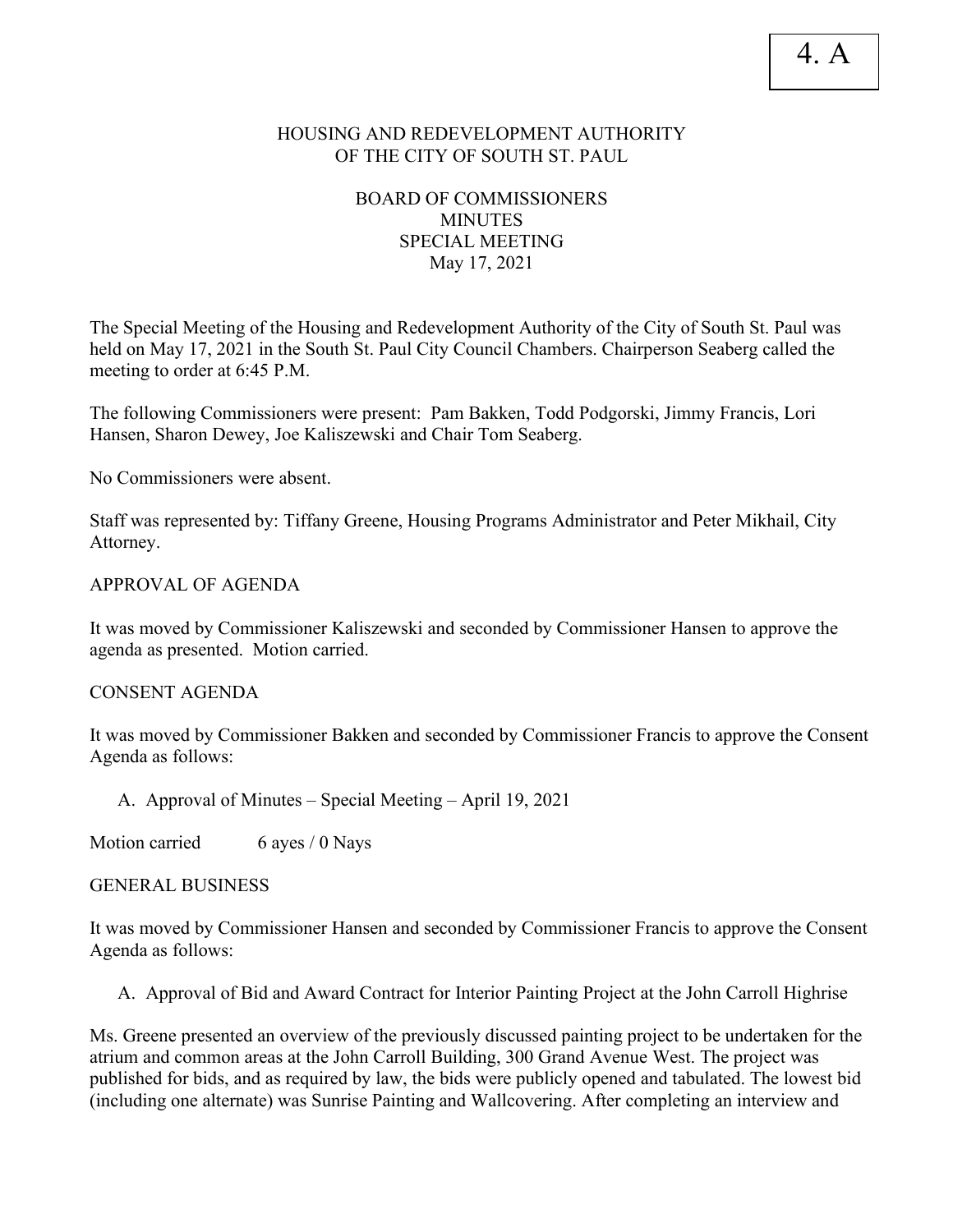4. A

HOUSING AND REDEVELOPMENT AUTHORITY
OF THE CITY OF SOUTH ST. PAUL

BOARD OF COMMISSIONERS
MINUTES
SPECIAL MEETING
May 17, 2021

The Special Meeting of the Housing and Redevelopment Authority of the City of South St. Paul was held on May 17, 2021 in the South St. Paul City Council Chambers. Chairperson Seaberg called the meeting to order at 6:45 P.M.

The following Commissioners were present: Pam Bakken, Todd Podgorski, Jimmy Francis, Lori Hansen, Sharon Dewey, Joe Kaliszewski and Chair Tom Seaberg.

No Commissioners were absent.

Staff was represented by: Tiffany Greene, Housing Programs Administrator and Peter Mikhail, City Attorney.

APPROVAL OF AGENDA

It was moved by Commissioner Kaliszewski and seconded by Commissioner Hansen to approve the agenda as presented. Motion carried.

CONSENT AGENDA

It was moved by Commissioner Bakken and seconded by Commissioner Francis to approve the Consent Agenda as follows:

A. Approval of Minutes – Special Meeting – April 19, 2021

Motion carried 6 ayes / 0 Nays

GENERAL BUSINESS

It was moved by Commissioner Hansen and seconded by Commissioner Francis to approve the Consent Agenda as follows:

A. Approval of Bid and Award Contract for Interior Painting Project at the John Carroll Highrise

Ms. Greene presented an overview of the previously discussed painting project to be undertaken for the atrium and common areas at the John Carroll Building, 300 Grand Avenue West. The project was published for bids, and as required by law, the bids were publicly opened and tabulated. The lowest bid (including one alternate) was Sunrise Painting and Wallcovering. After completing an interview and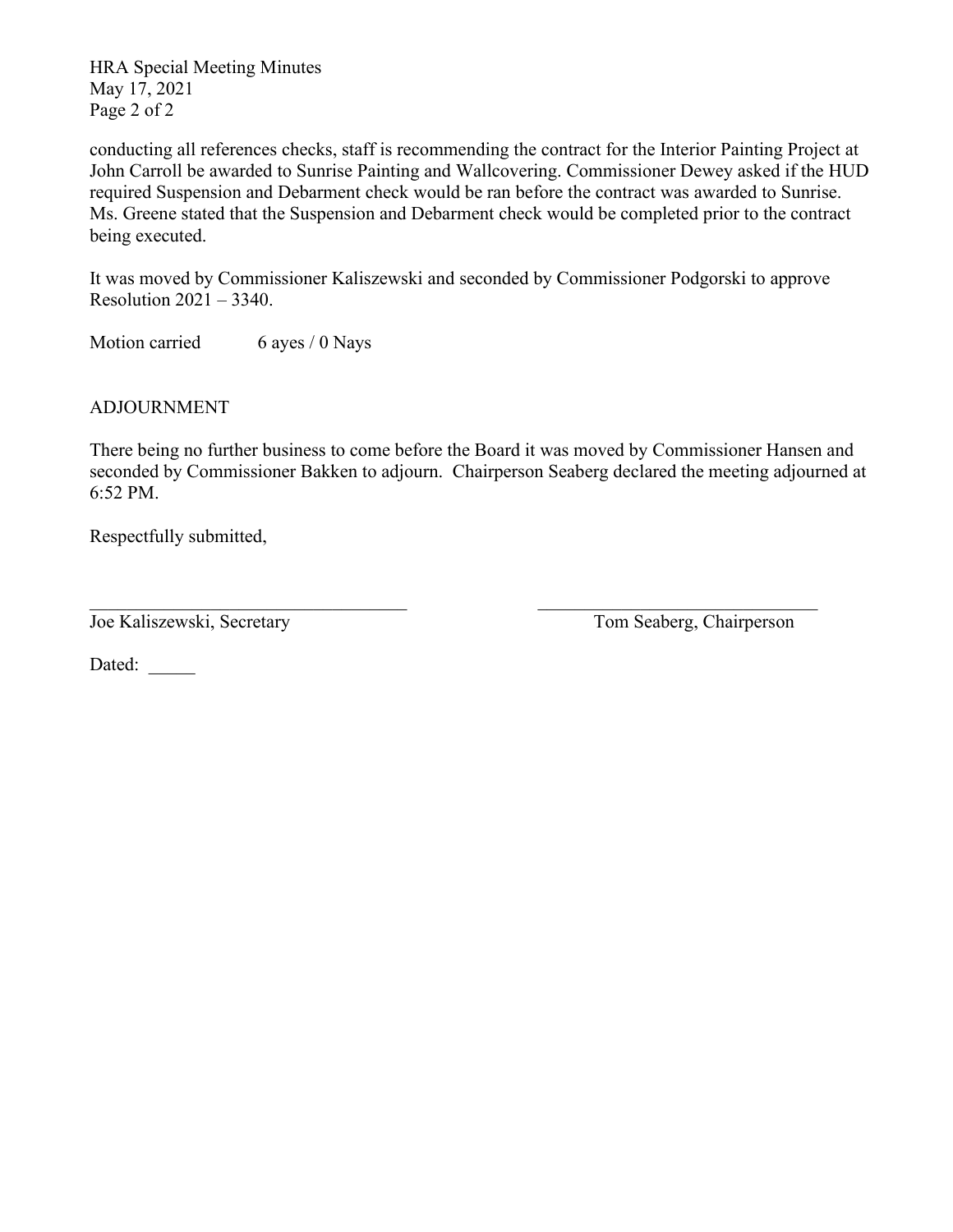conducting all references checks, staff is recommending the contract for the Interior Painting Project at John Carroll be awarded to Sunrise Painting and Wallcovering. Commissioner Dewey asked if the HUD required Suspension and Debarment check would be ran before the contract was awarded to Sunrise. Ms. Greene stated that the Suspension and Debarment check would be completed prior to the contract being executed.

It was moved by Commissioner Kaliszewski and seconded by Commissioner Podgorski to approve Resolution 2021 – 3340.

Motion carried 6 ayes / 0 Nays

ADJOURNMENT

There being no further business to come before the Board it was moved by Commissioner Hansen and seconded by Commissioner Bakken to adjourn. Chairperson Seaberg declared the meeting adjourned at 6:52 PM.

Respectfully submitted,

\_\_\_\_\_\_\_\_\_\_\_\_\_\_\_\_\_\_\_\_\_\_\_\_\_\_\_\_\_\_\_\_\_\_\_ \_\_\_\_\_\_\_\_\_\_\_\_\_\_\_\_\_\_\_\_\_\_\_\_\_\_\_\_\_\_\_\_\_\_\_

Joe Kaliszewski, Secretary Tom Seaberg, Chairperson

Dated: \_\_\_\_\_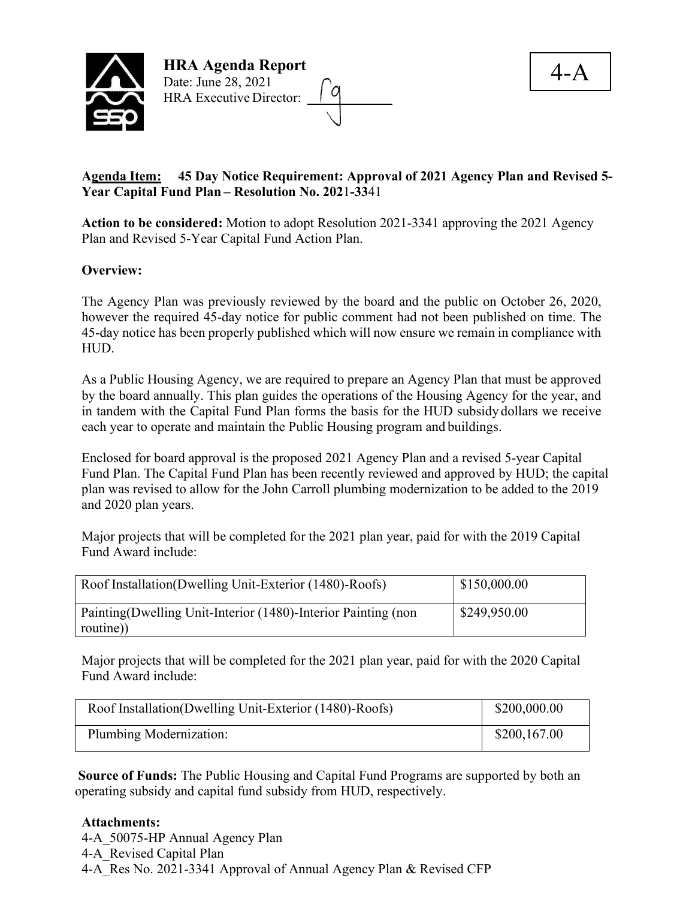# HRA Agenda Report

Date: June 28, 2021

HRA Executive Director: rg

4-A

**Agenda Item: 45 Day Notice Requirement: Approval of 2021 Agency Plan and Revised 5-Year Capital Fund Plan – Resolution No. 2021-3341**

**Action to be considered:** Motion to adopt Resolution 2021-3341 approving the 2021 Agency Plan and Revised 5-Year Capital Fund Action Plan.

**Overview:**

The Agency Plan was previously reviewed by the board and the public on October 26, 2020, however the required 45-day notice for public comment had not been published on time. The 45-day notice has been properly published which will now ensure we remain in compliance with HUD.

As a Public Housing Agency, we are required to prepare an Agency Plan that must be approved by the board annually. This plan guides the operations of the Housing Agency for the year, and in tandem with the Capital Fund Plan forms the basis for the HUD subsidy dollars we receive each year to operate and maintain the Public Housing program and buildings.

Enclosed for board approval is the proposed 2021 Agency Plan and a revised 5-year Capital Fund Plan. The Capital Fund Plan has been recently reviewed and approved by HUD; the capital plan was revised to allow for the John Carroll plumbing modernization to be added to the 2019 and 2020 plan years.

Major projects that will be completed for the 2021 plan year, paid for with the 2019 Capital Fund Award include:

| | |
|---|---|
| Roof Installation(Dwelling Unit-Exterior (1480)-Roofs) | $150,000.00 |
| Painting(Dwelling Unit-Interior (1480)-Interior Painting (non routine)) | $249,950.00 |

Major projects that will be completed for the 2021 plan year, paid for with the 2020 Capital Fund Award include:

| | |
|---|---|
| Roof Installation(Dwelling Unit-Exterior (1480)-Roofs) | $200,000.00 |
| Plumbing Modernization: | $200,167.00 |

**Source of Funds:** The Public Housing and Capital Fund Programs are supported by both an operating subsidy and capital fund subsidy from HUD, respectively.

**Attachments:**

4-A_50075-HP Annual Agency Plan
4-A_Revised Capital Plan
4-A_Res No. 2021-3341 Approval of Annual Agency Plan & Revised CFP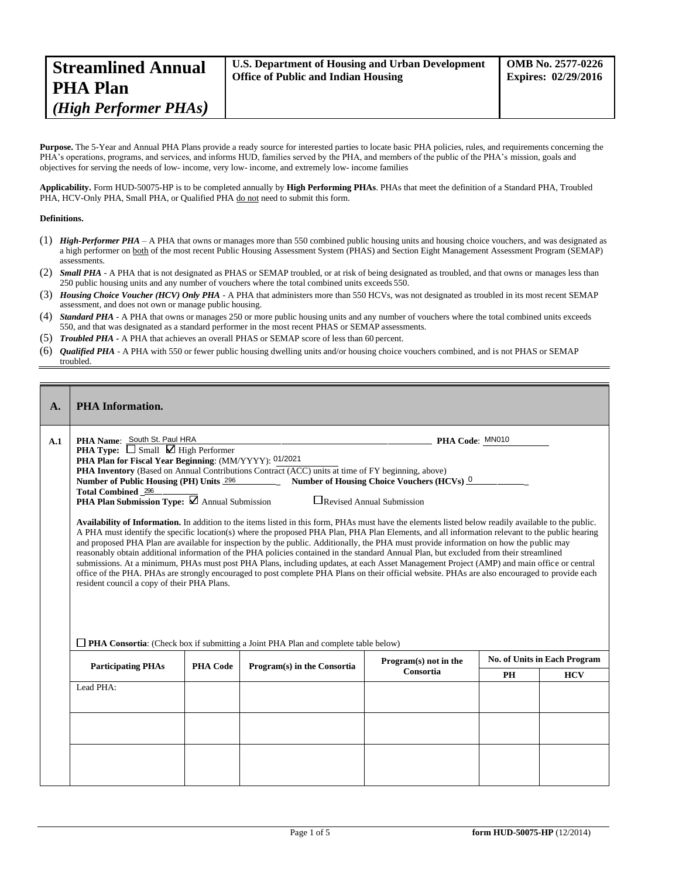| **Streamlined Annual PHA Plan** *(High Performer PHAs)* | **U.S. Department of Housing and Urban Development Office of Public and Indian Housing** | **OMB No. 2577-0226 Expires: 02/29/2016** |
|---|---|---|

**Purpose.** The 5-Year and Annual PHA Plans provide a ready source for interested parties to locate basic PHA policies, rules, and requirements concerning the PHA's operations, programs, and services, and informs HUD, families served by the PHA, and members of the public of the PHA's mission, goals and objectives for serving the needs of low- income, very low- income, and extremely low- income families

**Applicability.** Form HUD-50075-HP is to be completed annually by **High Performing PHAs**. PHAs that meet the definition of a Standard PHA, Troubled PHA, HCV-Only PHA, Small PHA, or Qualified PHA do not need to submit this form.

**Definitions.**

(1) ***High-Performer PHA*** – A PHA that owns or manages more than 550 combined public housing units and housing choice vouchers, and was designated as a high performer on both of the most recent Public Housing Assessment System (PHAS) and Section Eight Management Assessment Program (SEMAP) assessments.

(2) ***Small PHA*** - A PHA that is not designated as PHAS or SEMAP troubled, or at risk of being designated as troubled, and that owns or manages less than 250 public housing units and any number of vouchers where the total combined units exceeds 550.

(3) ***Housing Choice Voucher (HCV) Only PHA*** - A PHA that administers more than 550 HCVs, was not designated as troubled in its most recent SEMAP assessment, and does not own or manage public housing.

(4) ***Standard PHA*** - A PHA that owns or manages 250 or more public housing units and any number of vouchers where the total combined units exceeds 550, and that was designated as a standard performer in the most recent PHAS or SEMAP assessments.

(5) ***Troubled PHA*** - A PHA that achieves an overall PHAS or SEMAP score of less than 60 percent.

(6) ***Qualified PHA*** - A PHA with 550 or fewer public housing dwelling units and/or housing choice vouchers combined, and is not PHAS or SEMAP troubled.

## A. PHA Information.

**A.1**

**PHA Name**: South St. Paul HRA **PHA Code**: MN010

**PHA Type:** ☐ Small ☑ High Performer

**PHA Plan for Fiscal Year Beginning**: (MM/YYYY): 01/2021

**PHA Inventory** (Based on Annual Contributions Contract (ACC) units at time of FY beginning, above)

**Number of Public Housing (PH) Units** 296 **Number of Housing Choice Vouchers (HCVs)** 0

**Total Combined** 296

**PHA Plan Submission Type:** ☑ Annual Submission ☐ Revised Annual Submission

**Availability of Information.** In addition to the items listed in this form, PHAs must have the elements listed below readily available to the public. A PHA must identify the specific location(s) where the proposed PHA Plan, PHA Plan Elements, and all information relevant to the public hearing and proposed PHA Plan are available for inspection by the public. Additionally, the PHA must provide information on how the public may reasonably obtain additional information of the PHA policies contained in the standard Annual Plan, but excluded from their streamlined submissions. At a minimum, PHAs must post PHA Plans, including updates, at each Asset Management Project (AMP) and main office or central office of the PHA. PHAs are strongly encouraged to post complete PHA Plans on their official website. PHAs are also encouraged to provide each resident council a copy of their PHA Plans.

☐ **PHA Consortia**: (Check box if submitting a Joint PHA Plan and complete table below)

| Participating PHAs | PHA Code | Program(s) in the Consortia | Program(s) not in the Consortia | No. of Units in Each Program | |
|---|---|---|---|---|---|
| | | | | PH | HCV |
| Lead PHA: | | | | | |
| | | | | | |
| | | | | | |

form HUD-50075-HP (12/2014)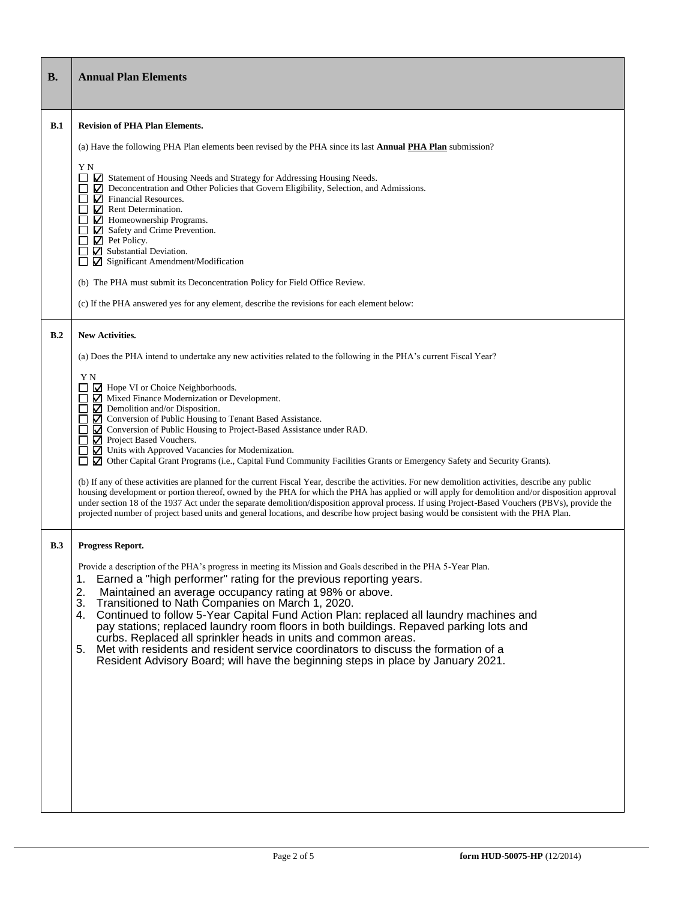## B. Annual Plan Elements

### B.1 Revision of PHA Plan Elements.

(a) Have the following PHA Plan elements been revised by the PHA since its last **Annual PHA Plan** submission?

Y N

- ☐ ☑ Statement of Housing Needs and Strategy for Addressing Housing Needs.
- ☐ ☑ Deconcentration and Other Policies that Govern Eligibility, Selection, and Admissions.
- ☐ ☑ Financial Resources.
- ☐ ☑ Rent Determination.
- ☐ ☑ Homeownership Programs.
- ☐ ☑ Safety and Crime Prevention.
- ☐ ☑ Pet Policy.
- ☐ ☑ Substantial Deviation.
- ☐ ☑ Significant Amendment/Modification

(b) The PHA must submit its Deconcentration Policy for Field Office Review.

(c) If the PHA answered yes for any element, describe the revisions for each element below:

### B.2 New Activities.

(a) Does the PHA intend to undertake any new activities related to the following in the PHA's current Fiscal Year?

Y N

- ☐ ☑ Hope VI or Choice Neighborhoods.
- ☐ ☑ Mixed Finance Modernization or Development.
- ☐ ☑ Demolition and/or Disposition.
- ☐ ☑ Conversion of Public Housing to Tenant Based Assistance.
- ☐ ☑ Conversion of Public Housing to Project-Based Assistance under RAD.
- ☐ ☑ Project Based Vouchers.
- ☐ ☑ Units with Approved Vacancies for Modernization.
- ☐ ☑ Other Capital Grant Programs (i.e., Capital Fund Community Facilities Grants or Emergency Safety and Security Grants).

(b) If any of these activities are planned for the current Fiscal Year, describe the activities. For new demolition activities, describe any public housing development or portion thereof, owned by the PHA for which the PHA has applied or will apply for demolition and/or disposition approval under section 18 of the 1937 Act under the separate demolition/disposition approval process. If using Project-Based Vouchers (PBVs), provide the projected number of project based units and general locations, and describe how project basing would be consistent with the PHA Plan.

### B.3 Progress Report.

Provide a description of the PHA's progress in meeting its Mission and Goals described in the PHA 5-Year Plan.

1. Earned a "high performer" rating for the previous reporting years.
2. Maintained an average occupancy rating at 98% or above.
3. Transitioned to Nath Companies on March 1, 2020.
4. Continued to follow 5-Year Capital Fund Action Plan: replaced all laundry machines and pay stations; replaced laundry room floors in both buildings. Repaved parking lots and curbs. Replaced all sprinkler heads in units and common areas.
5. Met with residents and resident service coordinators to discuss the formation of a Resident Advisory Board; will have the beginning steps in place by January 2021.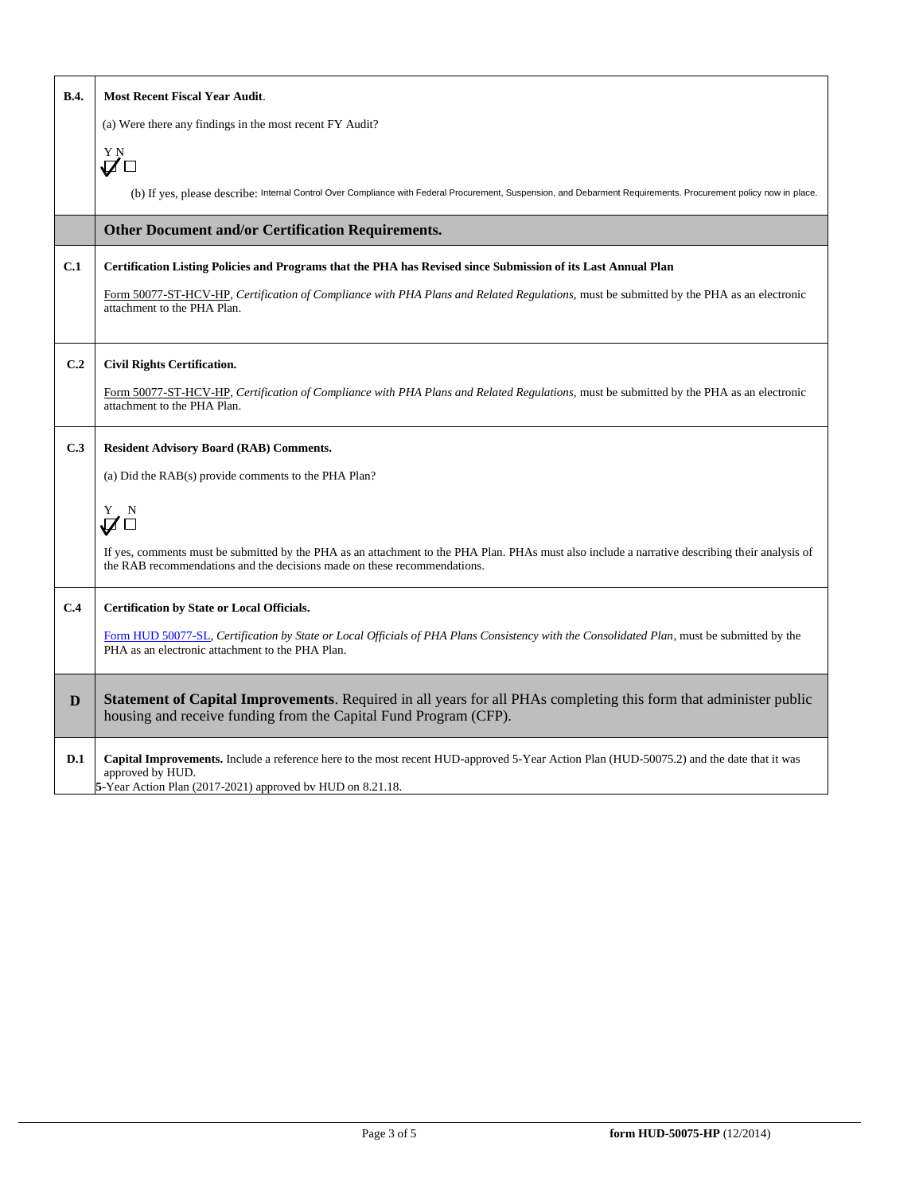| | |
|---|---|
| **B.4.** | **Most Recent Fiscal Year Audit**.<br><br>(a) Were there any findings in the most recent FY Audit?<br><br>Y N<br>☑ ☐<br><br>(b) If yes, please describe: Internal Control Over Compliance with Federal Procurement, Suspension, and Debarment Requirements. Procurement policy now in place. |
| | **Other Document and/or Certification Requirements.** |
| **C.1** | **Certification Listing Policies and Programs that the PHA has Revised since Submission of its Last Annual Plan**<br><br>Form 50077-ST-HCV-HP, *Certification of Compliance with PHA Plans and Related Regulations,* must be submitted by the PHA as an electronic attachment to the PHA Plan. |
| **C.2** | **Civil Rights Certification.**<br><br>Form 50077-ST-HCV-HP, *Certification of Compliance with PHA Plans and Related Regulations,* must be submitted by the PHA as an electronic attachment to the PHA Plan. |
| **C.3** | **Resident Advisory Board (RAB) Comments.**<br><br>(a) Did the RAB(s) provide comments to the PHA Plan?<br><br>Y N<br>☑ ☐<br><br>If yes, comments must be submitted by the PHA as an attachment to the PHA Plan. PHAs must also include a narrative describing their analysis of the RAB recommendations and the decisions made on these recommendations. |
| **C.4** | **Certification by State or Local Officials.**<br><br>Form HUD 50077-SL, *Certification by State or Local Officials of PHA Plans Consistency with the Consolidated Plan*, must be submitted by the PHA as an electronic attachment to the PHA Plan. |
| **D** | **Statement of Capital Improvements**. Required in all years for all PHAs completing this form that administer public housing and receive funding from the Capital Fund Program (CFP). |
| **D.1** | **Capital Improvements.** Include a reference here to the most recent HUD-approved 5-Year Action Plan (HUD-50075.2) and the date that it was approved by HUD.<br>5-Year Action Plan (2017-2021) approved by HUD on 8.21.18. |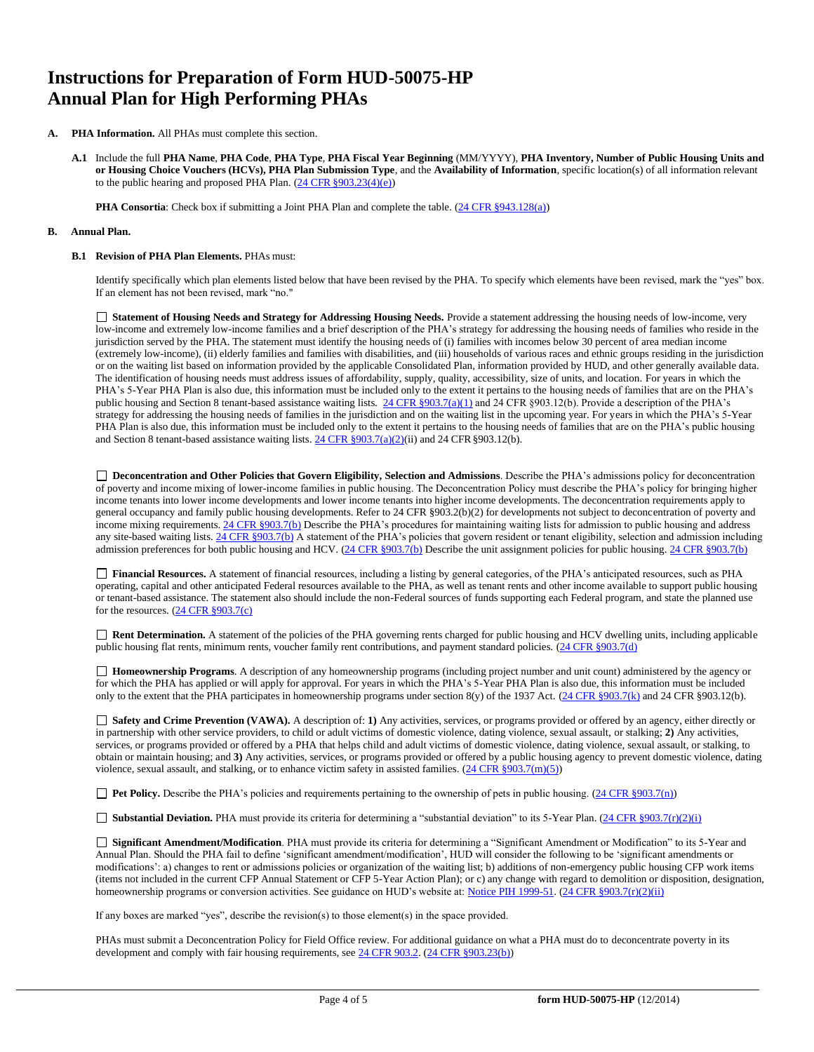# Instructions for Preparation of Form HUD-50075-HP Annual Plan for High Performing PHAs

**A. PHA Information.** All PHAs must complete this section.

**A.1** Include the full **PHA Name**, **PHA Code**, **PHA Type**, **PHA Fiscal Year Beginning** (MM/YYYY), **PHA Inventory, Number of Public Housing Units and or Housing Choice Vouchers (HCVs), PHA Plan Submission Type**, and the **Availability of Information**, specific location(s) of all information relevant to the public hearing and proposed PHA Plan. (24 CFR §903.23(4)(e))

**PHA Consortia**: Check box if submitting a Joint PHA Plan and complete the table. (24 CFR §943.128(a))

**B. Annual Plan.**

**B.1 Revision of PHA Plan Elements.** PHAs must:

Identify specifically which plan elements listed below that have been revised by the PHA. To specify which elements have been revised, mark the "yes" box. If an element has not been revised, mark "no."

☐ **Statement of Housing Needs and Strategy for Addressing Housing Needs.** Provide a statement addressing the housing needs of low-income, very low-income and extremely low-income families and a brief description of the PHA's strategy for addressing the housing needs of families who reside in the jurisdiction served by the PHA. The statement must identify the housing needs of (i) families with incomes below 30 percent of area median income (extremely low-income), (ii) elderly families and families with disabilities, and (iii) households of various races and ethnic groups residing in the jurisdiction or on the waiting list based on information provided by the applicable Consolidated Plan, information provided by HUD, and other generally available data. The identification of housing needs must address issues of affordability, supply, quality, accessibility, size of units, and location. For years in which the PHA's 5-Year PHA Plan is also due, this information must be included only to the extent it pertains to the housing needs of families that are on the PHA's public housing and Section 8 tenant-based assistance waiting lists. 24 CFR §903.7(a)(1) and 24 CFR §903.12(b). Provide a description of the PHA's strategy for addressing the housing needs of families in the jurisdiction and on the waiting list in the upcoming year. For years in which the PHA's 5-Year PHA Plan is also due, this information must be included only to the extent it pertains to the housing needs of families that are on the PHA's public housing and Section 8 tenant-based assistance waiting lists. 24 CFR §903.7(a)(2)(ii) and 24 CFR §903.12(b).

☐ **Deconcentration and Other Policies that Govern Eligibility, Selection and Admissions**. Describe the PHA's admissions policy for deconcentration of poverty and income mixing of lower-income families in public housing. The Deconcentration Policy must describe the PHA's policy for bringing higher income tenants into lower income developments and lower income tenants into higher income developments. The deconcentration requirements apply to general occupancy and family public housing developments. Refer to 24 CFR §903.2(b)(2) for developments not subject to deconcentration of poverty and income mixing requirements. 24 CFR §903.7(b) Describe the PHA's procedures for maintaining waiting lists for admission to public housing and address any site-based waiting lists. 24 CFR §903.7(b) A statement of the PHA's policies that govern resident or tenant eligibility, selection and admission including admission preferences for both public housing and HCV. (24 CFR §903.7(b) Describe the unit assignment policies for public housing. 24 CFR §903.7(b)

☐ **Financial Resources.** A statement of financial resources, including a listing by general categories, of the PHA's anticipated resources, such as PHA operating, capital and other anticipated Federal resources available to the PHA, as well as tenant rents and other income available to support public housing or tenant-based assistance. The statement also should include the non-Federal sources of funds supporting each Federal program, and state the planned use for the resources. (24 CFR §903.7(c)

☐ **Rent Determination.** A statement of the policies of the PHA governing rents charged for public housing and HCV dwelling units, including applicable public housing flat rents, minimum rents, voucher family rent contributions, and payment standard policies. (24 CFR §903.7(d)

☐ **Homeownership Programs**. A description of any homeownership programs (including project number and unit count) administered by the agency or for which the PHA has applied or will apply for approval. For years in which the PHA's 5-Year PHA Plan is also due, this information must be included only to the extent that the PHA participates in homeownership programs under section 8(y) of the 1937 Act. (24 CFR §903.7(k) and 24 CFR §903.12(b).

☐ **Safety and Crime Prevention (VAWA).** A description of: **1)** Any activities, services, or programs provided or offered by an agency, either directly or in partnership with other service providers, to child or adult victims of domestic violence, dating violence, sexual assault, or stalking; **2)** Any activities, services, or programs provided or offered by a PHA that helps child and adult victims of domestic violence, dating violence, sexual assault, or stalking, to obtain or maintain housing; and **3)** Any activities, services, or programs provided or offered by a public housing agency to prevent domestic violence, dating violence, sexual assault, and stalking, or to enhance victim safety in assisted families. (24 CFR §903.7(m)(5))

☐ **Pet Policy.** Describe the PHA's policies and requirements pertaining to the ownership of pets in public housing. (24 CFR §903.7(n))

☐ **Substantial Deviation.** PHA must provide its criteria for determining a "substantial deviation" to its 5-Year Plan. (24 CFR §903.7(r)(2)(i)

☐ **Significant Amendment/Modification**. PHA must provide its criteria for determining a "Significant Amendment or Modification" to its 5-Year and Annual Plan. Should the PHA fail to define 'significant amendment/modification', HUD will consider the following to be 'significant amendments or modifications': a) changes to rent or admissions policies or organization of the waiting list; b) additions of non-emergency public housing CFP work items (items not included in the current CFP Annual Statement or CFP 5-Year Action Plan); or c) any change with regard to demolition or disposition, designation, homeownership programs or conversion activities. See guidance on HUD's website at: Notice PIH 1999-51. (24 CFR §903.7(r)(2)(ii)

If any boxes are marked "yes", describe the revision(s) to those element(s) in the space provided.

PHAs must submit a Deconcentration Policy for Field Office review. For additional guidance on what a PHA must do to deconcentrate poverty in its development and comply with fair housing requirements, see 24 CFR 903.2. (24 CFR §903.23(b))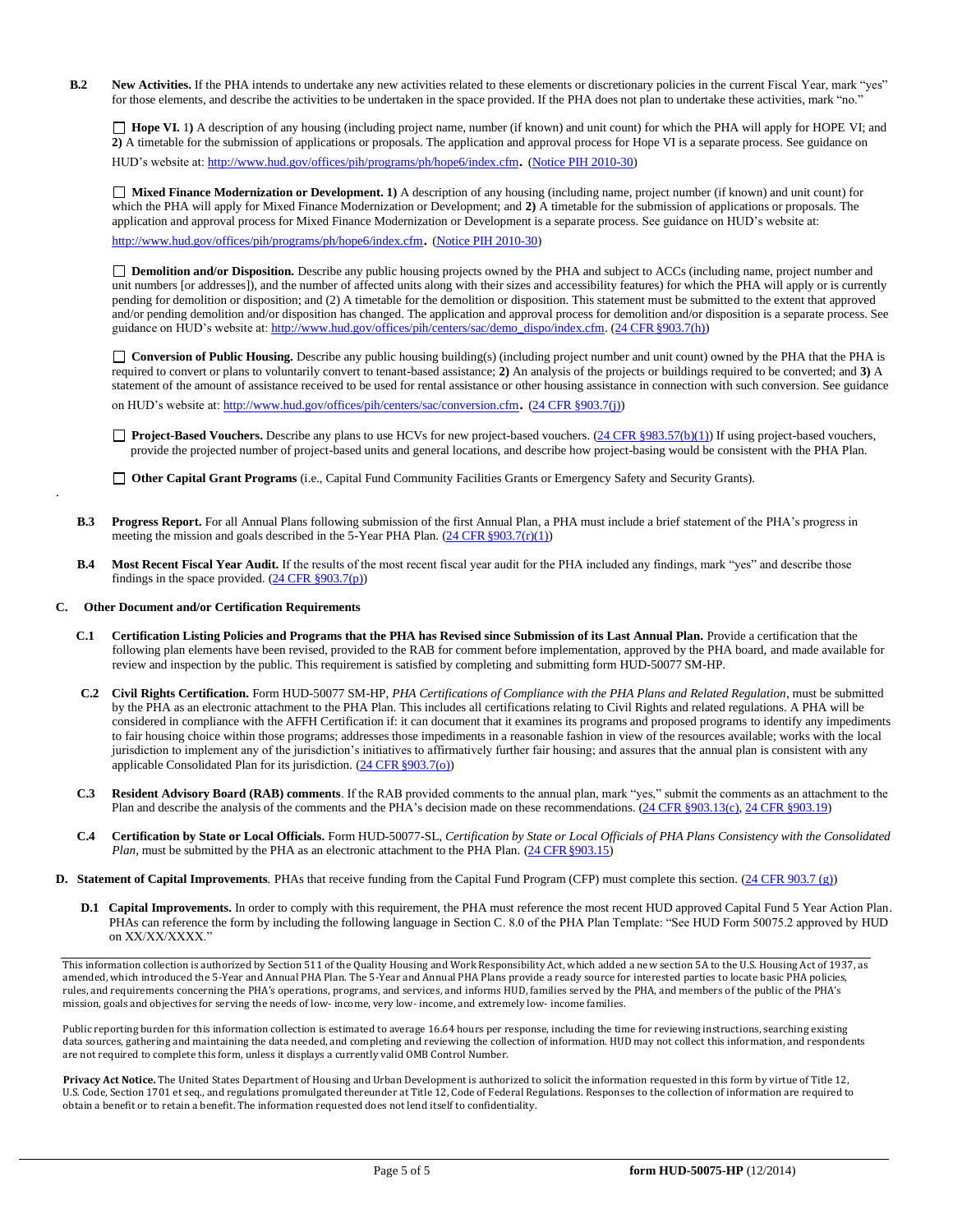**B.2 New Activities.** If the PHA intends to undertake any new activities related to these elements or discretionary policies in the current Fiscal Year, mark "yes" for those elements, and describe the activities to be undertaken in the space provided. If the PHA does not plan to undertake these activities, mark "no."

☐ **Hope VI.** 1) A description of any housing (including project name, number (if known) and unit count) for which the PHA will apply for HOPE VI; and **2)** A timetable for the submission of applications or proposals. The application and approval process for Hope VI is a separate process. See guidance on HUD's website at: http://www.hud.gov/offices/pih/programs/ph/hope6/index.cfm. (Notice PIH 2010-30)

☐ **Mixed Finance Modernization or Development. 1)** A description of any housing (including name, project number (if known) and unit count) for which the PHA will apply for Mixed Finance Modernization or Development; and **2)** A timetable for the submission of applications or proposals. The application and approval process for Mixed Finance Modernization or Development is a separate process. See guidance on HUD's website at: http://www.hud.gov/offices/pih/programs/ph/hope6/index.cfm. (Notice PIH 2010-30)

☐ **Demolition and/or Disposition.** Describe any public housing projects owned by the PHA and subject to ACCs (including name, project number and unit numbers [or addresses]), and the number of affected units along with their sizes and accessibility features) for which the PHA will apply or is currently pending for demolition or disposition; and (2) A timetable for the demolition or disposition. This statement must be submitted to the extent that approved and/or pending demolition and/or disposition has changed. The application and approval process for demolition and/or disposition is a separate process. See guidance on HUD's website at: http://www.hud.gov/offices/pih/centers/sac/demo_dispo/index.cfm. (24 CFR §903.7(h))

☐ **Conversion of Public Housing.** Describe any public housing building(s) (including project number and unit count) owned by the PHA that the PHA is required to convert or plans to voluntarily convert to tenant-based assistance; **2)** An analysis of the projects or buildings required to be converted; and **3)** A statement of the amount of assistance received to be used for rental assistance or other housing assistance in connection with such conversion. See guidance on HUD's website at: http://www.hud.gov/offices/pih/centers/sac/conversion.cfm. (24 CFR §903.7(j))

☐ **Project-Based Vouchers.** Describe any plans to use HCVs for new project-based vouchers. (24 CFR §983.57(b)(1)) If using project-based vouchers, provide the projected number of project-based units and general locations, and describe how project-basing would be consistent with the PHA Plan.

☐ **Other Capital Grant Programs** (i.e., Capital Fund Community Facilities Grants or Emergency Safety and Security Grants).

**B.3 Progress Report.** For all Annual Plans following submission of the first Annual Plan, a PHA must include a brief statement of the PHA's progress in meeting the mission and goals described in the 5-Year PHA Plan. (24 CFR §903.7(r)(1))

**B.4 Most Recent Fiscal Year Audit.** If the results of the most recent fiscal year audit for the PHA included any findings, mark "yes" and describe those findings in the space provided. (24 CFR §903.7(p))

## C. Other Document and/or Certification Requirements

**C.1 Certification Listing Policies and Programs that the PHA has Revised since Submission of its Last Annual Plan.** Provide a certification that the following plan elements have been revised, provided to the RAB for comment before implementation, approved by the PHA board, and made available for review and inspection by the public. This requirement is satisfied by completing and submitting form HUD-50077 SM-HP.

**C.2 Civil Rights Certification.** Form HUD-50077 SM-HP, *PHA Certifications of Compliance with the PHA Plans and Related Regulation*, must be submitted by the PHA as an electronic attachment to the PHA Plan. This includes all certifications relating to Civil Rights and related regulations. A PHA will be considered in compliance with the AFFH Certification if: it can document that it examines its programs and proposed programs to identify any impediments to fair housing choice within those programs; addresses those impediments in a reasonable fashion in view of the resources available; works with the local jurisdiction to implement any of the jurisdiction's initiatives to affirmatively further fair housing; and assures that the annual plan is consistent with any applicable Consolidated Plan for its jurisdiction. (24 CFR §903.7(o))

**C.3 Resident Advisory Board (RAB) comments**. If the RAB provided comments to the annual plan, mark "yes," submit the comments as an attachment to the Plan and describe the analysis of the comments and the PHA's decision made on these recommendations. (24 CFR §903.13(c), 24 CFR §903.19)

**C.4 Certification by State or Local Officials.** Form HUD-50077-SL, *Certification by State or Local Officials of PHA Plans Consistency with the Consolidated Plan*, must be submitted by the PHA as an electronic attachment to the PHA Plan. (24 CFR §903.15)

## D. Statement of Capital Improvements. 

PHAs that receive funding from the Capital Fund Program (CFP) must complete this section. (24 CFR 903.7 (g))

**D.1 Capital Improvements.** In order to comply with this requirement, the PHA must reference the most recent HUD approved Capital Fund 5 Year Action Plan. PHAs can reference the form by including the following language in Section C. 8.0 of the PHA Plan Template: "See HUD Form 50075.2 approved by HUD on XX/XX/XXXX."

This information collection is authorized by Section 511 of the Quality Housing and Work Responsibility Act, which added a new section 5A to the U.S. Housing Act of 1937, as amended, which introduced the 5-Year and Annual PHA Plan. The 5-Year and Annual PHA Plans provide a ready source for interested parties to locate basic PHA policies, rules, and requirements concerning the PHA's operations, programs, and services, and informs HUD, families served by the PHA, and members of the public of the PHA's mission, goals and objectives for serving the needs of low- income, very low- income, and extremely low- income families.

Public reporting burden for this information collection is estimated to average 16.64 hours per response, including the time for reviewing instructions, searching existing data sources, gathering and maintaining the data needed, and completing and reviewing the collection of information. HUD may not collect this information, and respondents are not required to complete this form, unless it displays a currently valid OMB Control Number.

**Privacy Act Notice.** The United States Department of Housing and Urban Development is authorized to solicit the information requested in this form by virtue of Title 12, U.S. Code, Section 1701 et seq., and regulations promulgated thereunder at Title 12, Code of Federal Regulations. Responses to the collection of information are required to obtain a benefit or to retain a benefit. The information requested does not lend itself to confidentiality.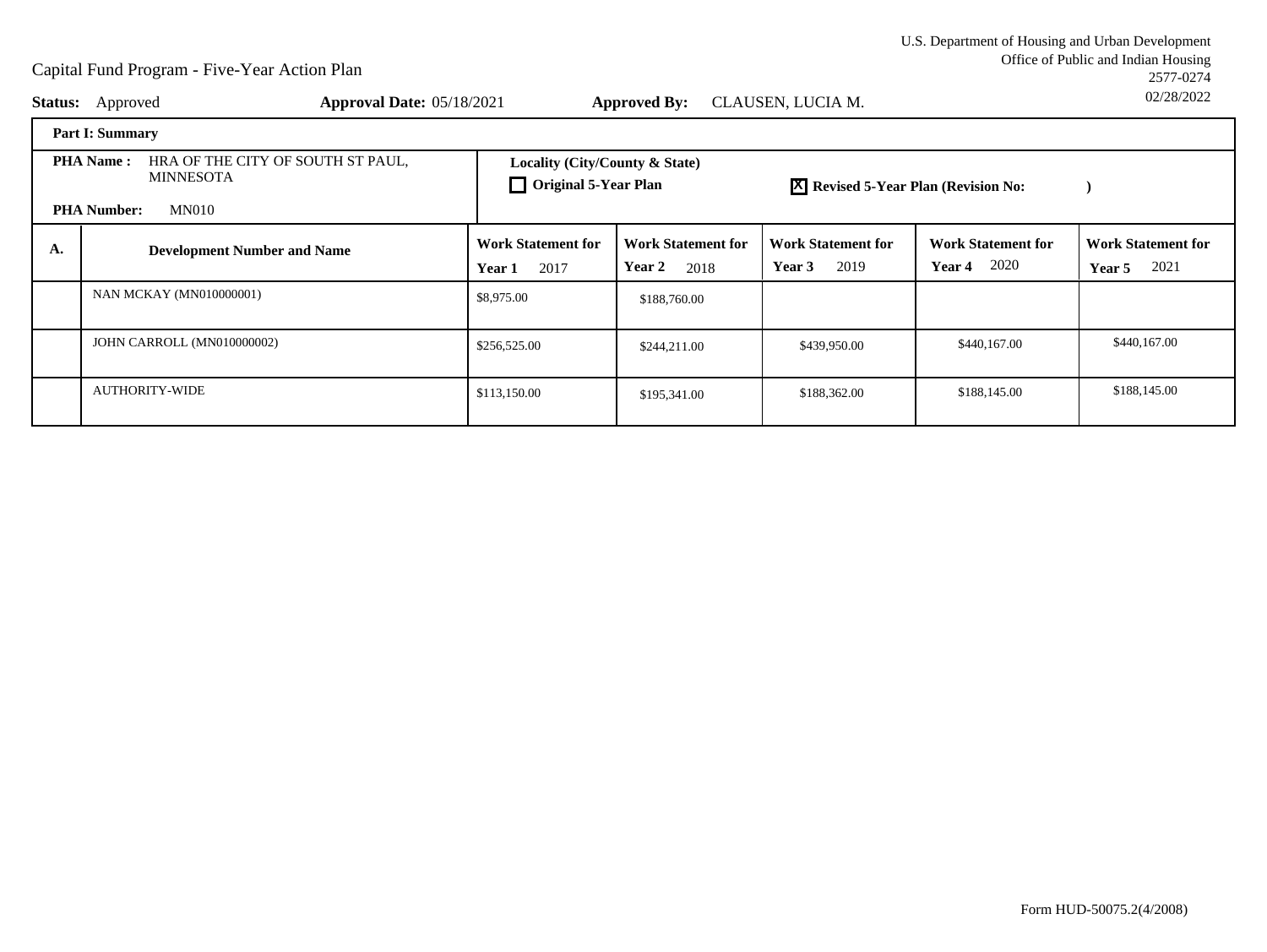U.S. Department of Housing and Urban Development
Office of Public and Indian Housing
2577-0274
02/28/2022

Capital Fund Program - Five-Year Action Plan

**Status:** Approved **Approval Date:** 05/18/2021 **Approved By:** CLAUSEN, LUCIA M.

| **Part I: Summary** | | | | | | |
|---|---|---|---|---|---|---|
| **PHA Name :** HRA OF THE CITY OF SOUTH ST PAUL, MINNESOTA **PHA Number:** MN010 | | **Locality (City/County & State)** ☐ **Original 5-Year Plan** | | ☒ **Revised 5-Year Plan (Revision No: )** | | |
| **A.** | **Development Number and Name** | **Work Statement for Year 1** 2017 | **Work Statement for Year 2** 2018 | **Work Statement for Year 3** 2019 | **Work Statement for Year 4** 2020 | **Work Statement for Year 5** 2021 |
| | NAN MCKAY (MN010000001) | $8,975.00 | $188,760.00 | | | |
| | JOHN CARROLL (MN010000002) | $256,525.00 | $244,211.00 | $439,950.00 | $440,167.00 | $440,167.00 |
| | AUTHORITY-WIDE | $113,150.00 | $195,341.00 | $188,362.00 | $188,145.00 | $188,145.00 |

Form HUD-50075.2(4/2008)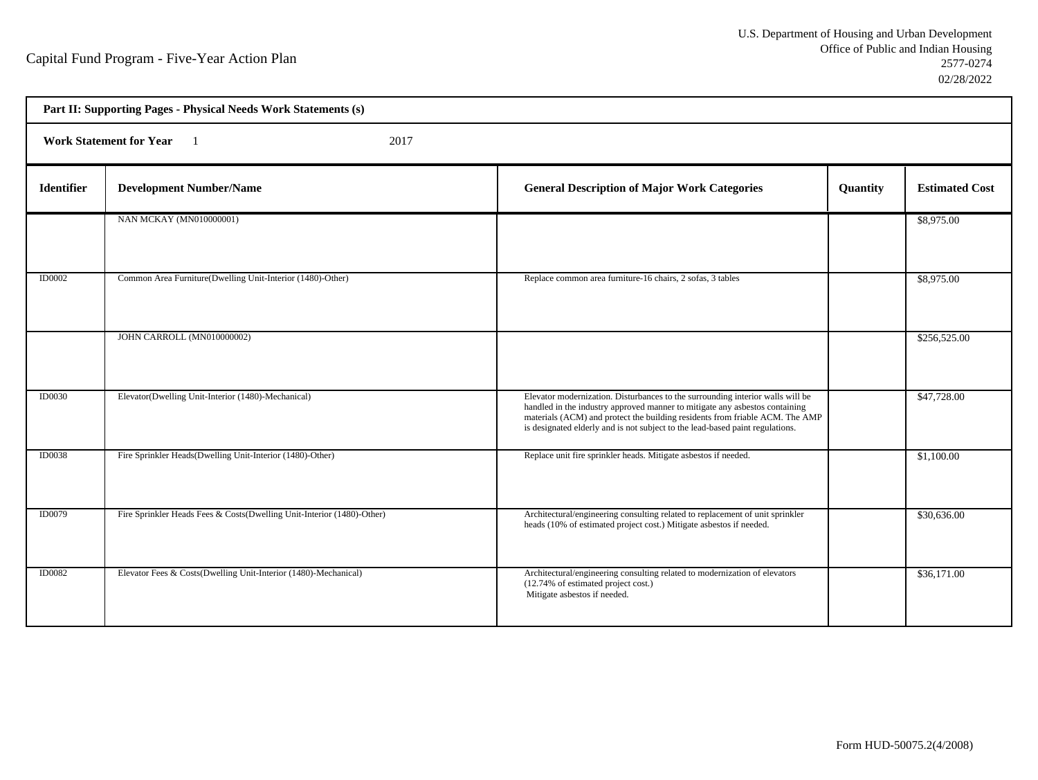Capital Fund Program - Five-Year Action Plan

U.S. Department of Housing and Urban Development
Office of Public and Indian Housing
2577-0274
02/28/2022

**Part II: Supporting Pages - Physical Needs Work Statements (s)**

**Work Statement for Year** 1 2017

| Identifier | Development Number/Name | General Description of Major Work Categories | Quantity | Estimated Cost |
|---|---|---|---|---|
| | NAN MCKAY (MN010000001) | | | $8,975.00 |
| ID0002 | Common Area Furniture(Dwelling Unit-Interior (1480)-Other) | Replace common area furniture-16 chairs, 2 sofas, 3 tables | | $8,975.00 |
| | JOHN CARROLL (MN010000002) | | | $256,525.00 |
| ID0030 | Elevator(Dwelling Unit-Interior (1480)-Mechanical) | Elevator modernization. Disturbances to the surrounding interior walls will be handled in the industry approved manner to mitigate any asbestos containing materials (ACM) and protect the building residents from friable ACM. The AMP is designated elderly and is not subject to the lead-based paint regulations. | | $47,728.00 |
| ID0038 | Fire Sprinkler Heads(Dwelling Unit-Interior (1480)-Other) | Replace unit fire sprinkler heads. Mitigate asbestos if needed. | | $1,100.00 |
| ID0079 | Fire Sprinkler Heads Fees & Costs(Dwelling Unit-Interior (1480)-Other) | Architectural/engineering consulting related to replacement of unit sprinkler heads (10% of estimated project cost.) Mitigate asbestos if needed. | | $30,636.00 |
| ID0082 | Elevator Fees & Costs(Dwelling Unit-Interior (1480)-Mechanical) | Architectural/engineering consulting related to modernization of elevators (12.74% of estimated project cost.) Mitigate asbestos if needed. | | $36,171.00 |

Form HUD-50075.2(4/2008)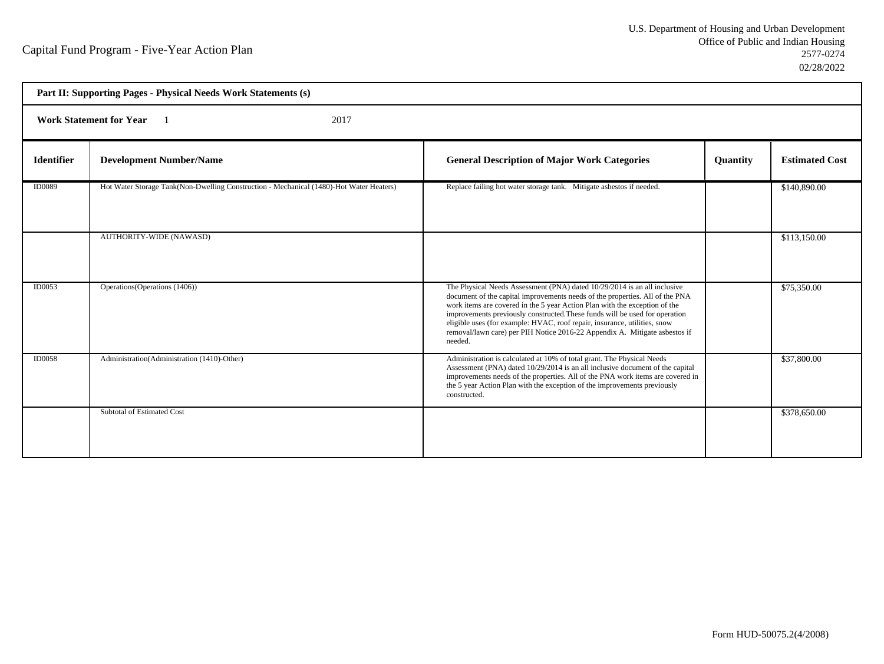Capital Fund Program - Five-Year Action Plan

U.S. Department of Housing and Urban Development
Office of Public and Indian Housing
2577-0274
02/28/2022

**Part II: Supporting Pages - Physical Needs Work Statements (s)**

**Work Statement for Year** 1 2017

| Identifier | Development Number/Name | General Description of Major Work Categories | Quantity | Estimated Cost |
|---|---|---|---|---|
| ID0089 | Hot Water Storage Tank(Non-Dwelling Construction - Mechanical (1480)-Hot Water Heaters) | Replace failing hot water storage tank. Mitigate asbestos if needed. | | $140,890.00 |
| | AUTHORITY-WIDE (NAWASD) | | | $113,150.00 |
| ID0053 | Operations(Operations (1406)) | The Physical Needs Assessment (PNA) dated 10/29/2014 is an all inclusive document of the capital improvements needs of the properties. All of the PNA work items are covered in the 5 year Action Plan with the exception of the improvements previously constructed.These funds will be used for operation eligible uses (for example: HVAC, roof repair, insurance, utilities, snow removal/lawn care) per PIH Notice 2016-22 Appendix A. Mitigate asbestos if needed. | | $75,350.00 |
| ID0058 | Administration(Administration (1410)-Other) | Administration is calculated at 10% of total grant. The Physical Needs Assessment (PNA) dated 10/29/2014 is an all inclusive document of the capital improvements needs of the properties. All of the PNA work items are covered in the 5 year Action Plan with the exception of the improvements previously constructed. | | $37,800.00 |
| | Subtotal of Estimated Cost | | | $378,650.00 |

Form HUD-50075.2(4/2008)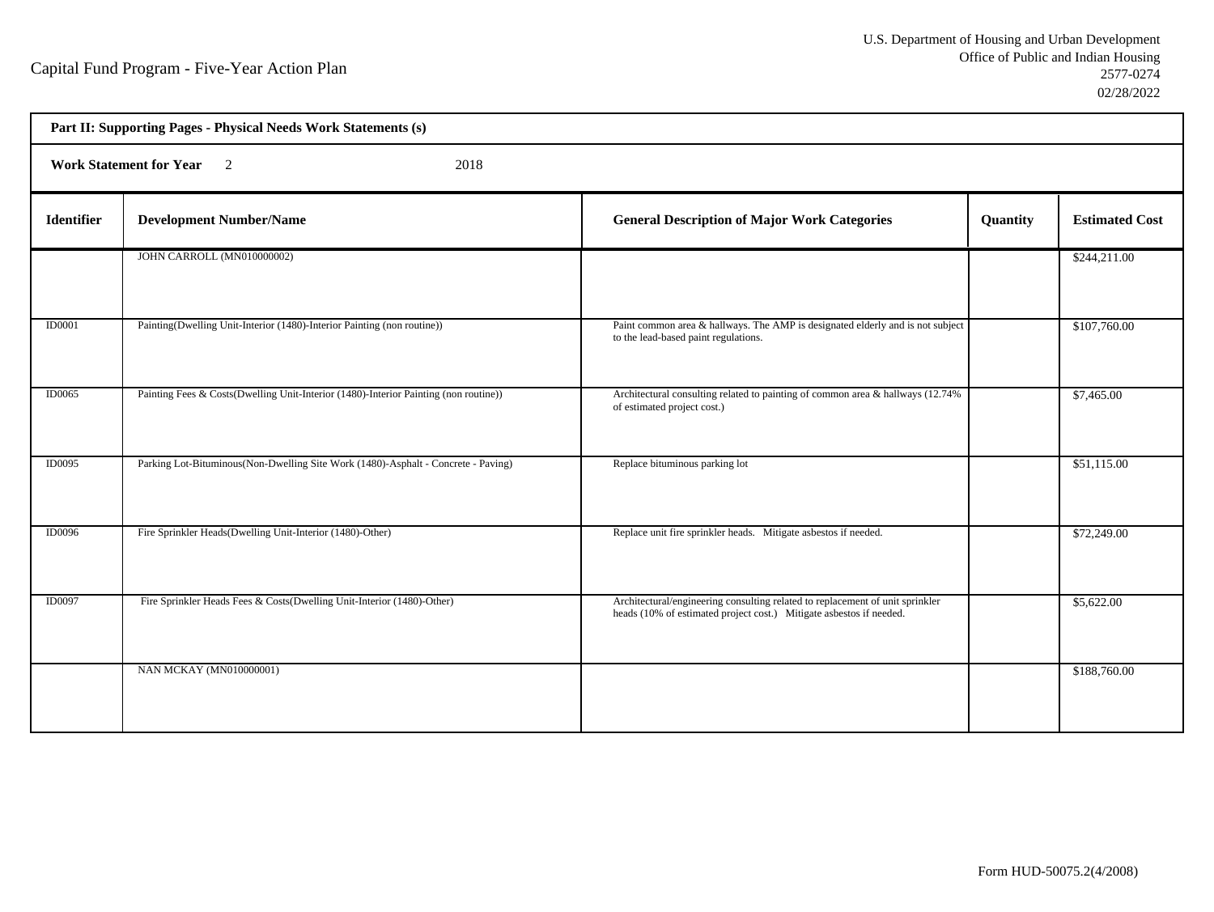Capital Fund Program - Five-Year Action Plan

U.S. Department of Housing and Urban Development
Office of Public and Indian Housing
2577-0274
02/28/2022

**Part II: Supporting Pages - Physical Needs Work Statements (s)**

**Work Statement for Year** 2 2018

| Identifier | Development Number/Name | General Description of Major Work Categories | Quantity | Estimated Cost |
|---|---|---|---|---|
| | JOHN CARROLL (MN010000002) | | | $244,211.00 |
| ID0001 | Painting(Dwelling Unit-Interior (1480)-Interior Painting (non routine)) | Paint common area & hallways. The AMP is designated elderly and is not subject to the lead-based paint regulations. | | $107,760.00 |
| ID0065 | Painting Fees & Costs(Dwelling Unit-Interior (1480)-Interior Painting (non routine)) | Architectural consulting related to painting of common area & hallways (12.74% of estimated project cost.) | | $7,465.00 |
| ID0095 | Parking Lot-Bituminous(Non-Dwelling Site Work (1480)-Asphalt - Concrete - Paving) | Replace bituminous parking lot | | $51,115.00 |
| ID0096 | Fire Sprinkler Heads(Dwelling Unit-Interior (1480)-Other) | Replace unit fire sprinkler heads. Mitigate asbestos if needed. | | $72,249.00 |
| ID0097 | Fire Sprinkler Heads Fees & Costs(Dwelling Unit-Interior (1480)-Other) | Architectural/engineering consulting related to replacement of unit sprinkler heads (10% of estimated project cost.) Mitigate asbestos if needed. | | $5,622.00 |
| | NAN MCKAY (MN010000001) | | | $188,760.00 |

Form HUD-50075.2(4/2008)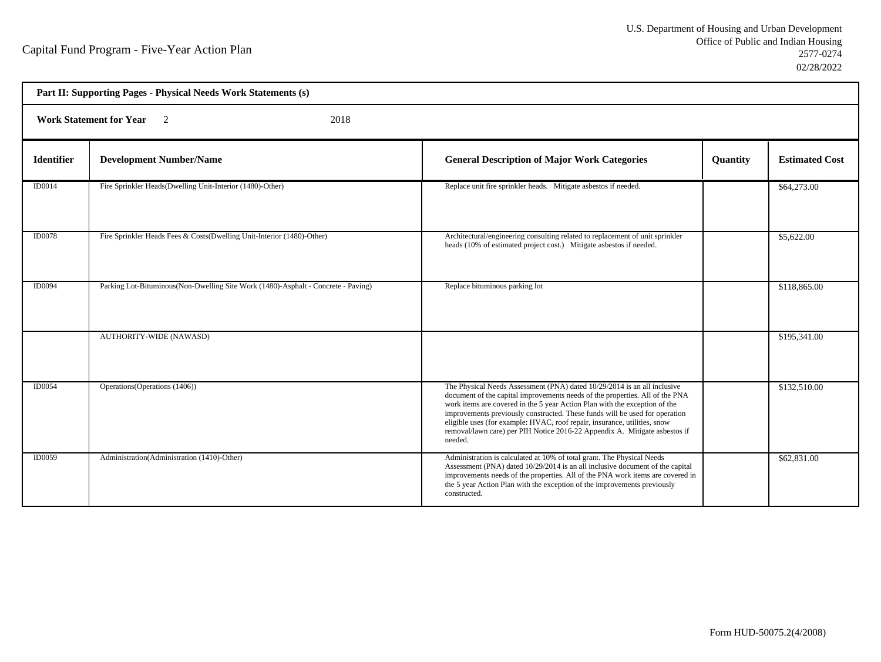Capital Fund Program - Five-Year Action Plan

U.S. Department of Housing and Urban Development
Office of Public and Indian Housing
2577-0274
02/28/2022

**Part II: Supporting Pages - Physical Needs Work Statements (s)**

**Work Statement for Year** 2 2018

| Identifier | Development Number/Name | General Description of Major Work Categories | Quantity | Estimated Cost |
|---|---|---|---|---|
| ID0014 | Fire Sprinkler Heads(Dwelling Unit-Interior (1480)-Other) | Replace unit fire sprinkler heads. Mitigate asbestos if needed. | | $64,273.00 |
| ID0078 | Fire Sprinkler Heads Fees & Costs(Dwelling Unit-Interior (1480)-Other) | Architectural/engineering consulting related to replacement of unit sprinkler heads (10% of estimated project cost.) Mitigate asbestos if needed. | | $5,622.00 |
| ID0094 | Parking Lot-Bituminous(Non-Dwelling Site Work (1480)-Asphalt - Concrete - Paving) | Replace bituminous parking lot | | $118,865.00 |
| | AUTHORITY-WIDE (NAWASD) | | | $195,341.00 |
| ID0054 | Operations(Operations (1406)) | The Physical Needs Assessment (PNA) dated 10/29/2014 is an all inclusive document of the capital improvements needs of the properties. All of the PNA work items are covered in the 5 year Action Plan with the exception of the improvements previously constructed. These funds will be used for operation eligible uses (for example: HVAC, roof repair, insurance, utilities, snow removal/lawn care) per PIH Notice 2016-22 Appendix A. Mitigate asbestos if needed. | | $132,510.00 |
| ID0059 | Administration(Administration (1410)-Other) | Administration is calculated at 10% of total grant. The Physical Needs Assessment (PNA) dated 10/29/2014 is an all inclusive document of the capital improvements needs of the properties. All of the PNA work items are covered in the 5 year Action Plan with the exception of the improvements previously constructed. | | $62,831.00 |

Form HUD-50075.2(4/2008)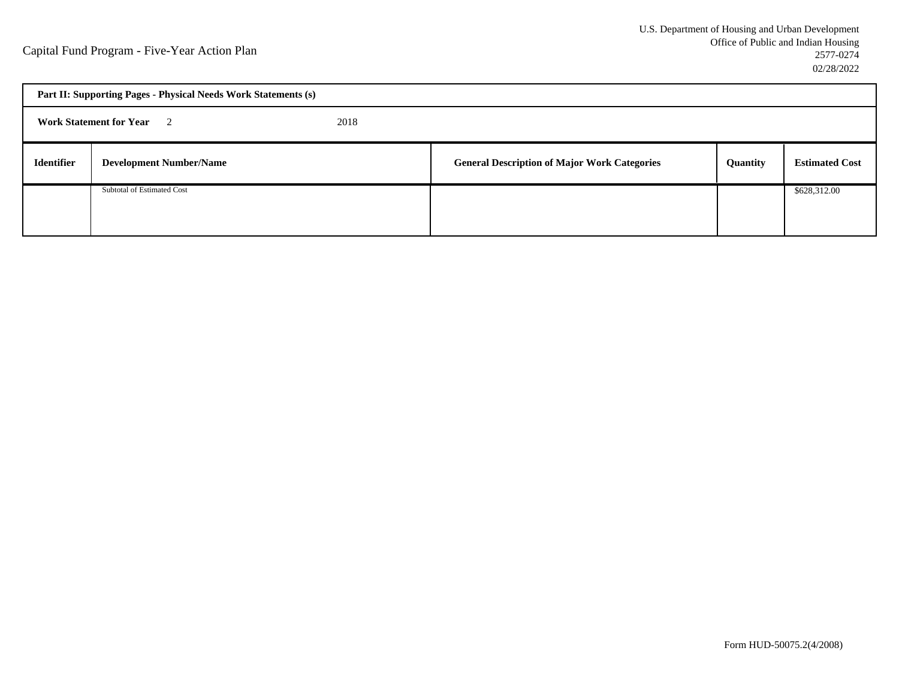Capital Fund Program - Five-Year Action Plan

U.S. Department of Housing and Urban Development
Office of Public and Indian Housing
2577-0274
02/28/2022

**Part II: Supporting Pages - Physical Needs Work Statements (s)**

**Work Statement for Year** 2 2018

| **Identifier** | **Development Number/Name** | **General Description of Major Work Categories** | **Quantity** | **Estimated Cost** |
|---|---|---|---|---|
| | Subtotal of Estimated Cost | | | $628,312.00 |

Form HUD-50075.2(4/2008)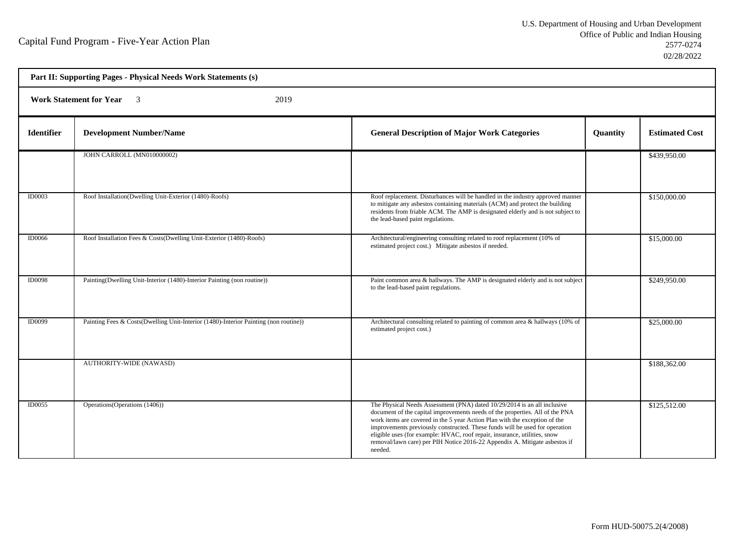Capital Fund Program - Five-Year Action Plan

U.S. Department of Housing and Urban Development
Office of Public and Indian Housing
2577-0274
02/28/2022

**Part II: Supporting Pages - Physical Needs Work Statements (s)**

**Work Statement for Year** 3 2019

| Identifier | Development Number/Name | General Description of Major Work Categories | Quantity | Estimated Cost |
|---|---|---|---|---|
| | JOHN CARROLL (MN010000002) | | | $439,950.00 |
| ID0003 | Roof Installation(Dwelling Unit-Exterior (1480)-Roofs) | Roof replacement. Disturbances will be handled in the industry approved manner to mitigate any asbestos containing materials (ACM) and protect the building residents from friable ACM. The AMP is designated elderly and is not subject to the lead-based paint regulations. | | $150,000.00 |
| ID0066 | Roof Installation Fees & Costs(Dwelling Unit-Exterior (1480)-Roofs) | Architectural/engineering consulting related to roof replacement (10% of estimated project cost.) Mitigate asbestos if needed. | | $15,000.00 |
| ID0098 | Painting(Dwelling Unit-Interior (1480)-Interior Painting (non routine)) | Paint common area & hallways. The AMP is designated elderly and is not subject to the lead-based paint regulations. | | $249,950.00 |
| ID0099 | Painting Fees & Costs(Dwelling Unit-Interior (1480)-Interior Painting (non routine)) | Architectural consulting related to painting of common area & hallways (10% of estimated project cost.) | | $25,000.00 |
| | AUTHORITY-WIDE (NAWASD) | | | $188,362.00 |
| ID0055 | Operations(Operations (1406)) | The Physical Needs Assessment (PNA) dated 10/29/2014 is an all inclusive document of the capital improvements needs of the properties. All of the PNA work items are covered in the 5 year Action Plan with the exception of the improvements previously constructed. These funds will be used for operation eligible uses (for example: HVAC, roof repair, insurance, utilities, snow removal/lawn care) per PIH Notice 2016-22 Appendix A. Mitigate asbestos if needed. | | $125,512.00 |

Form HUD-50075.2(4/2008)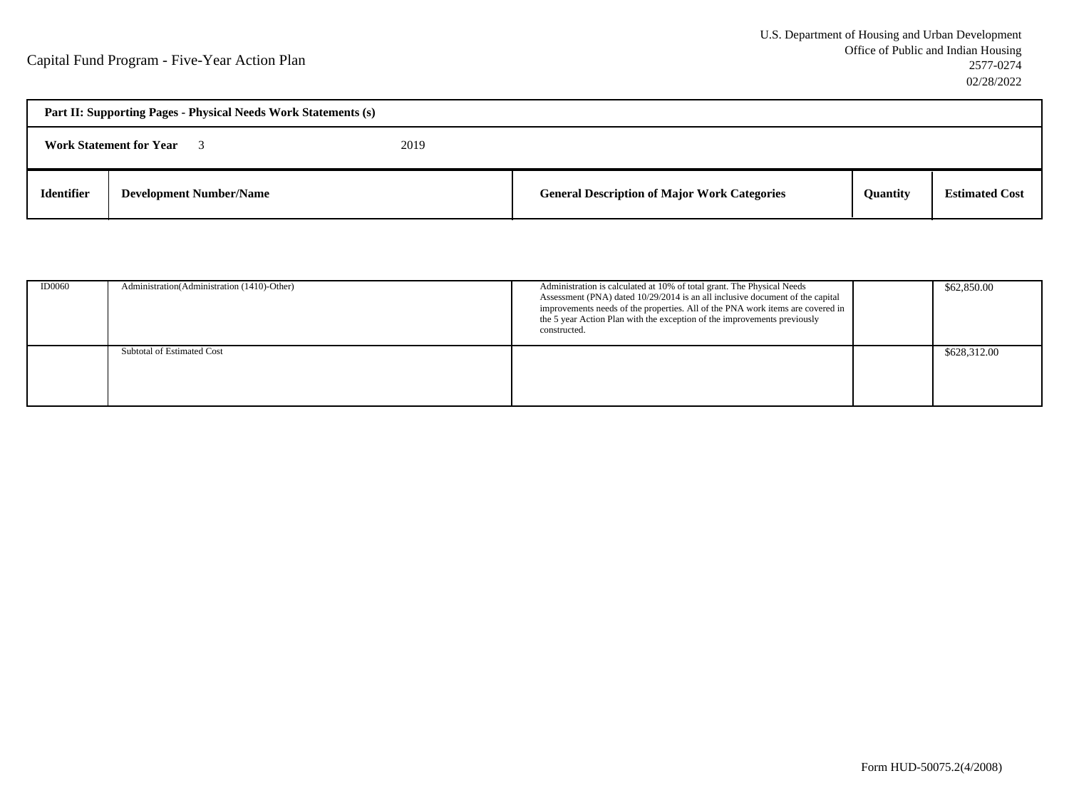Capital Fund Program - Five-Year Action Plan

U.S. Department of Housing and Urban Development
Office of Public and Indian Housing
2577-0274
02/28/2022

**Part II: Supporting Pages - Physical Needs Work Statements (s)**

**Work Statement for Year** 3 2019

| Identifier | Development Number/Name | General Description of Major Work Categories | Quantity | Estimated Cost |
|---|---|---|---|---|
| ID0060 | Administration(Administration (1410)-Other) | Administration is calculated at 10% of total grant. The Physical Needs Assessment (PNA) dated 10/29/2014 is an all inclusive document of the capital improvements needs of the properties. All of the PNA work items are covered in the 5 year Action Plan with the exception of the improvements previously constructed. | | $62,850.00 |
| | Subtotal of Estimated Cost | | | $628,312.00 |

Form HUD-50075.2(4/2008)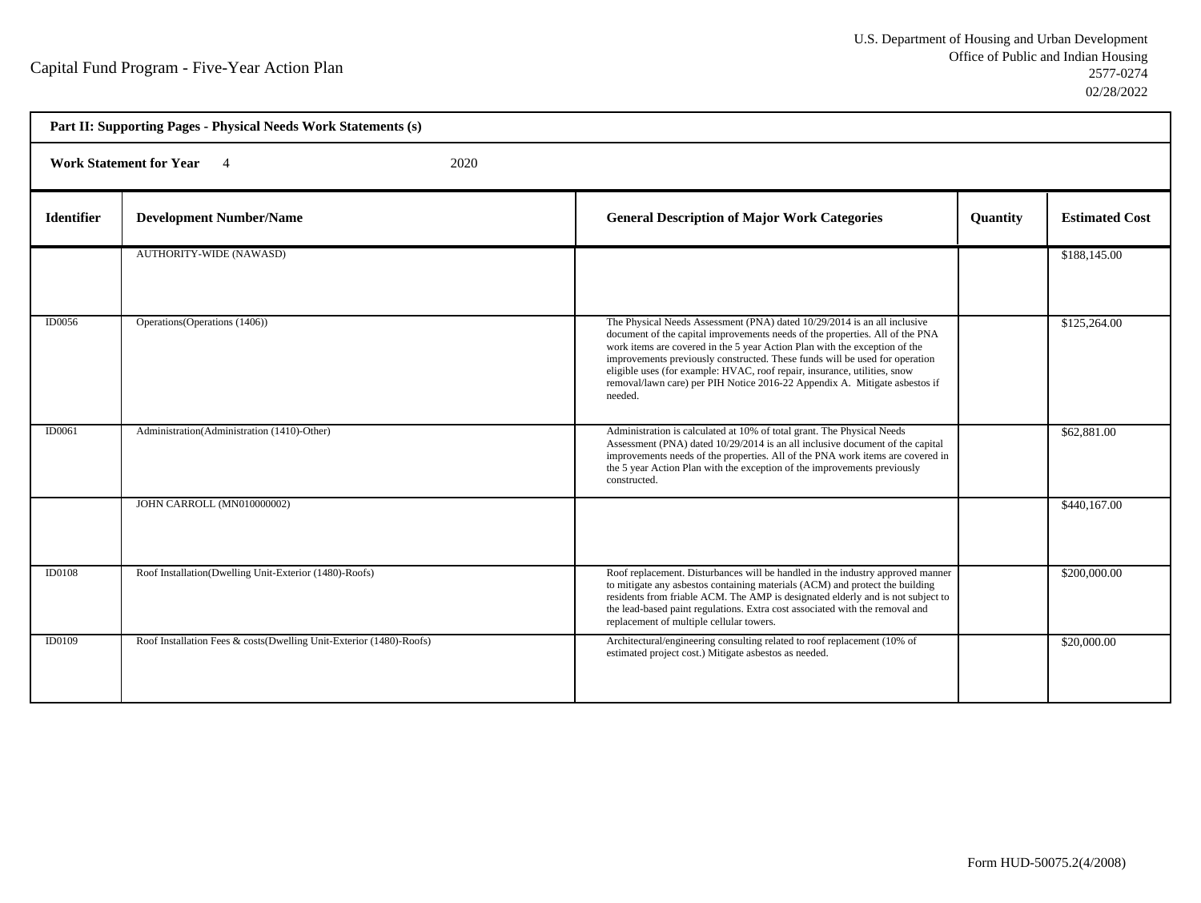# Capital Fund Program - Five-Year Action Plan

U.S. Department of Housing and Urban Development
Office of Public and Indian Housing
2577-0274
02/28/2022

**Part II: Supporting Pages - Physical Needs Work Statements (s)**

**Work Statement for Year** 4 2020

| Identifier | Development Number/Name | General Description of Major Work Categories | Quantity | Estimated Cost |
|---|---|---|---|---|
| | AUTHORITY-WIDE (NAWASD) | | | $188,145.00 |
| ID0056 | Operations(Operations (1406)) | The Physical Needs Assessment (PNA) dated 10/29/2014 is an all inclusive document of the capital improvements needs of the properties. All of the PNA work items are covered in the 5 year Action Plan with the exception of the improvements previously constructed. These funds will be used for operation eligible uses (for example: HVAC, roof repair, insurance, utilities, snow removal/lawn care) per PIH Notice 2016-22 Appendix A. Mitigate asbestos if needed. | | $125,264.00 |
| ID0061 | Administration(Administration (1410)-Other) | Administration is calculated at 10% of total grant. The Physical Needs Assessment (PNA) dated 10/29/2014 is an all inclusive document of the capital improvements needs of the properties. All of the PNA work items are covered in the 5 year Action Plan with the exception of the improvements previously constructed. | | $62,881.00 |
| | JOHN CARROLL (MN010000002) | | | $440,167.00 |
| ID0108 | Roof Installation(Dwelling Unit-Exterior (1480)-Roofs) | Roof replacement. Disturbances will be handled in the industry approved manner to mitigate any asbestos containing materials (ACM) and protect the building residents from friable ACM. The AMP is designated elderly and is not subject to the lead-based paint regulations. Extra cost associated with the removal and replacement of multiple cellular towers. | | $200,000.00 |
| ID0109 | Roof Installation Fees & costs(Dwelling Unit-Exterior (1480)-Roofs) | Architectural/engineering consulting related to roof replacement (10% of estimated project cost.) Mitigate asbestos as needed. | | $20,000.00 |

Form HUD-50075.2(4/2008)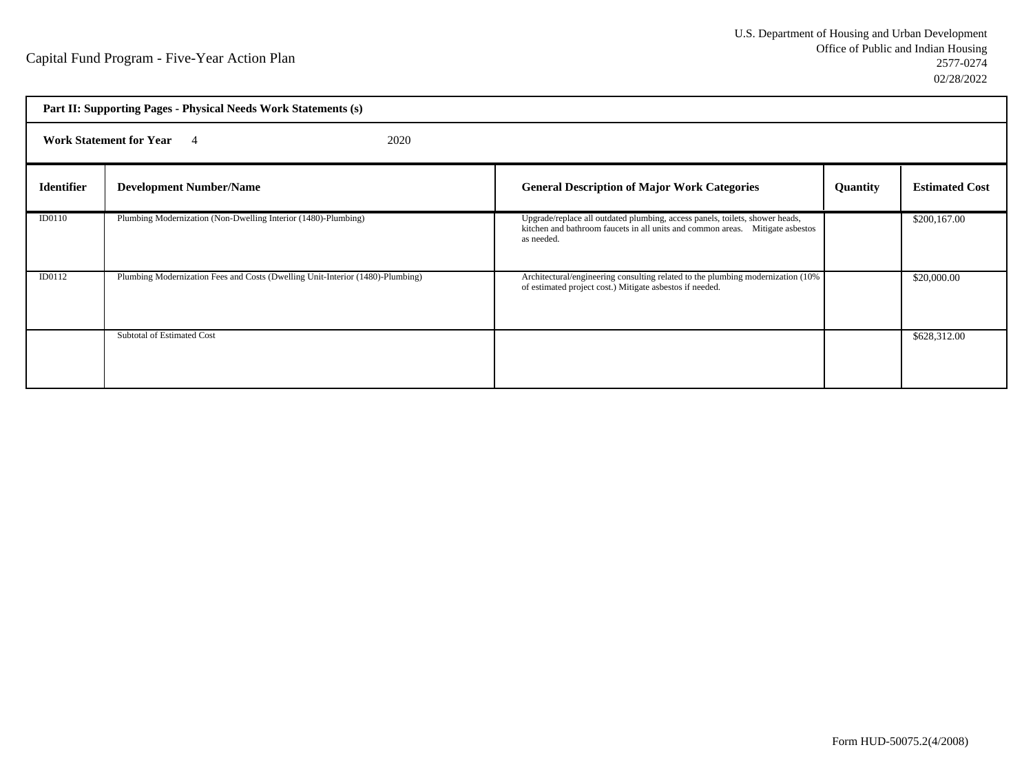Capital Fund Program - Five-Year Action Plan

U.S. Department of Housing and Urban Development
Office of Public and Indian Housing
2577-0274
02/28/2022

**Part II: Supporting Pages - Physical Needs Work Statements (s)**

**Work Statement for Year** 4 2020

| Identifier | Development Number/Name | General Description of Major Work Categories | Quantity | Estimated Cost |
|---|---|---|---|---|
| ID0110 | Plumbing Modernization (Non-Dwelling Interior (1480)-Plumbing) | Upgrade/replace all outdated plumbing, access panels, toilets, shower heads, kitchen and bathroom faucets in all units and common areas. Mitigate asbestos as needed. | | $200,167.00 |
| ID0112 | Plumbing Modernization Fees and Costs (Dwelling Unit-Interior (1480)-Plumbing) | Architectural/engineering consulting related to the plumbing modernization (10% of estimated project cost.) Mitigate asbestos if needed. | | $20,000.00 |
| | Subtotal of Estimated Cost | | | $628,312.00 |

Form HUD-50075.2(4/2008)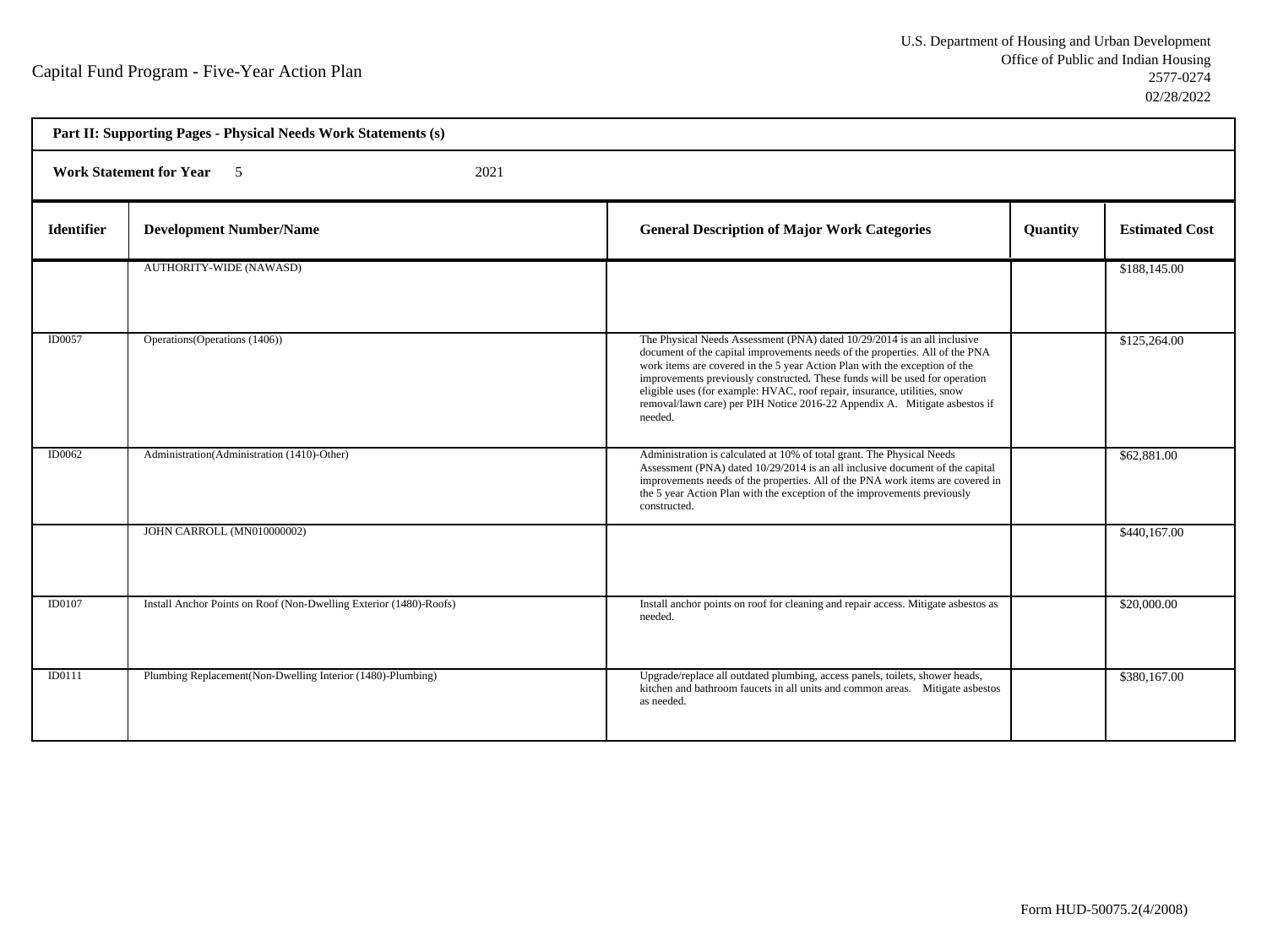Capital Fund Program - Five-Year Action Plan

U.S. Department of Housing and Urban Development
Office of Public and Indian Housing
2577-0274
02/28/2022

**Part II: Supporting Pages - Physical Needs Work Statements (s)**

**Work Statement for Year** 5 2021

| Identifier | Development Number/Name | General Description of Major Work Categories | Quantity | Estimated Cost |
|---|---|---|---|---|
| | AUTHORITY-WIDE (NAWASD) | | | $188,145.00 |
| ID0057 | Operations(Operations (1406)) | The Physical Needs Assessment (PNA) dated 10/29/2014 is an all inclusive document of the capital improvements needs of the properties. All of the PNA work items are covered in the 5 year Action Plan with the exception of the improvements previously constructed. These funds will be used for operation eligible uses (for example: HVAC, roof repair, insurance, utilities, snow removal/lawn care) per PIH Notice 2016-22 Appendix A. Mitigate asbestos if needed. | | $125,264.00 |
| ID0062 | Administration(Administration (1410)-Other) | Administration is calculated at 10% of total grant. The Physical Needs Assessment (PNA) dated 10/29/2014 is an all inclusive document of the capital improvements needs of the properties. All of the PNA work items are covered in the 5 year Action Plan with the exception of the improvements previously constructed. | | $62,881.00 |
| | JOHN CARROLL (MN010000002) | | | $440,167.00 |
| ID0107 | Install Anchor Points on Roof (Non-Dwelling Exterior (1480)-Roofs) | Install anchor points on roof for cleaning and repair access. Mitigate asbestos as needed. | | $20,000.00 |
| ID0111 | Plumbing Replacement(Non-Dwelling Interior (1480)-Plumbing) | Upgrade/replace all outdated plumbing, access panels, toilets, shower heads, kitchen and bathroom faucets in all units and common areas. Mitigate asbestos as needed. | | $380,167.00 |

Form HUD-50075.2(4/2008)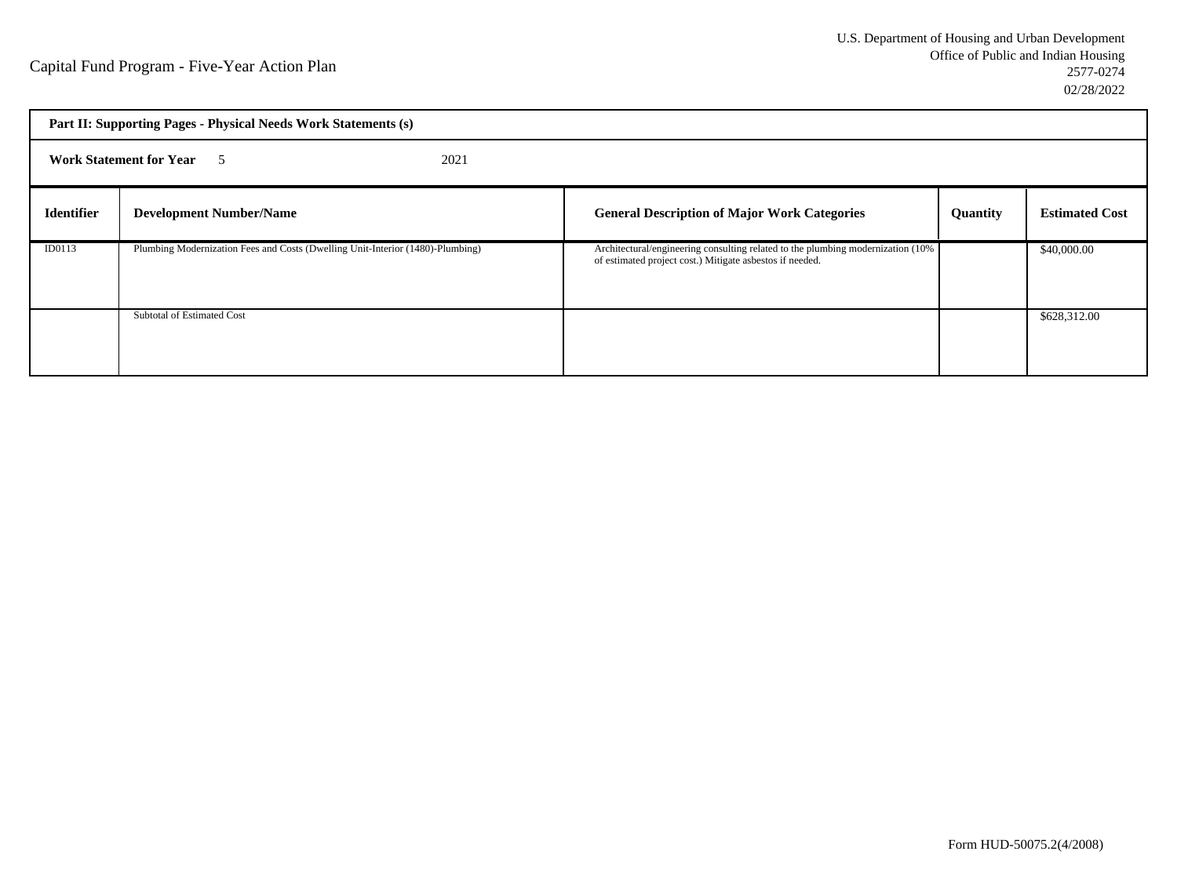Capital Fund Program - Five-Year Action Plan

U.S. Department of Housing and Urban Development
Office of Public and Indian Housing
2577-0274
02/28/2022

**Part II: Supporting Pages - Physical Needs Work Statements (s)**

**Work Statement for Year** 5 2021

| Identifier | Development Number/Name | General Description of Major Work Categories | Quantity | Estimated Cost |
|---|---|---|---|---|
| ID0113 | Plumbing Modernization Fees and Costs (Dwelling Unit-Interior (1480)-Plumbing) | Architectural/engineering consulting related to the plumbing modernization (10% of estimated project cost.) Mitigate asbestos if needed. | | $40,000.00 |
| | Subtotal of Estimated Cost | | | $628,312.00 |

Form HUD-50075.2(4/2008)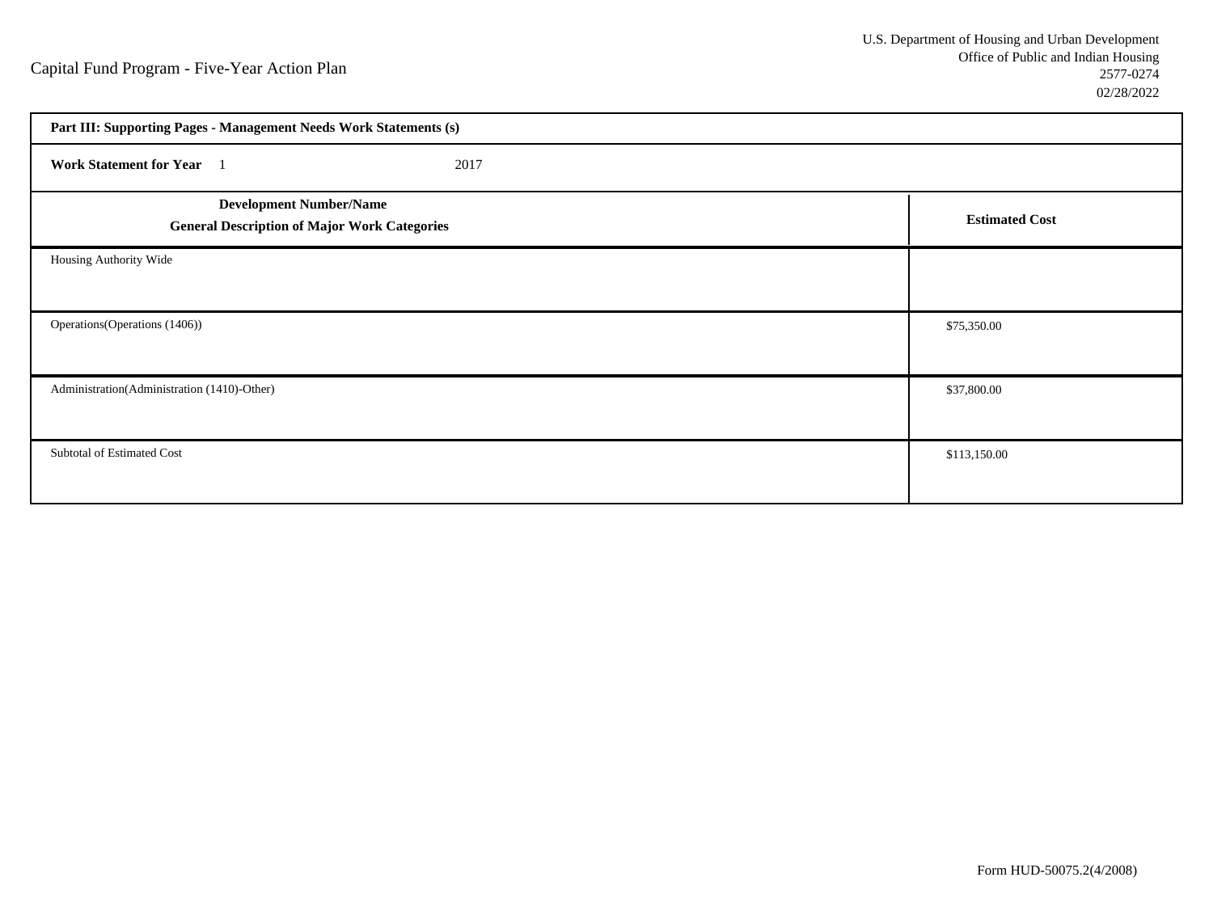Capital Fund Program - Five-Year Action Plan

U.S. Department of Housing and Urban Development
Office of Public and Indian Housing
2577-0274
02/28/2022

**Part III: Supporting Pages - Management Needs Work Statements (s)**

**Work Statement for Year** 1 2017

| **Development Number/Name**<br>**General Description of Major Work Categories** | **Estimated Cost** |
|---|---|
| Housing Authority Wide | |
| Operations(Operations (1406)) | $75,350.00 |
| Administration(Administration (1410)-Other) | $37,800.00 |
| Subtotal of Estimated Cost | $113,150.00 |

Form HUD-50075.2(4/2008)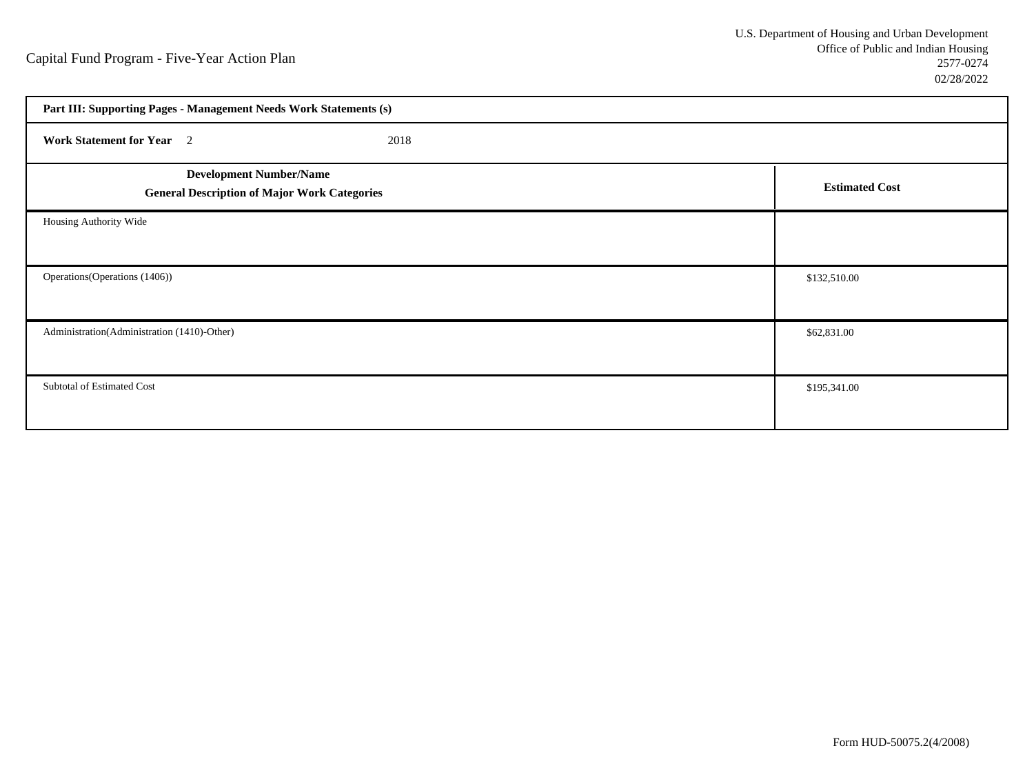Capital Fund Program - Five-Year Action Plan

U.S. Department of Housing and Urban Development
Office of Public and Indian Housing
2577-0274
02/28/2022

**Part III: Supporting Pages - Management Needs Work Statements (s)**

**Work Statement for Year** 2 2018

| **Development Number/Name**<br>**General Description of Major Work Categories** | **Estimated Cost** |
|---|---|
| Housing Authority Wide | |
| Operations(Operations (1406)) | $132,510.00 |
| Administration(Administration (1410)-Other) | $62,831.00 |
| Subtotal of Estimated Cost | $195,341.00 |

Form HUD-50075.2(4/2008)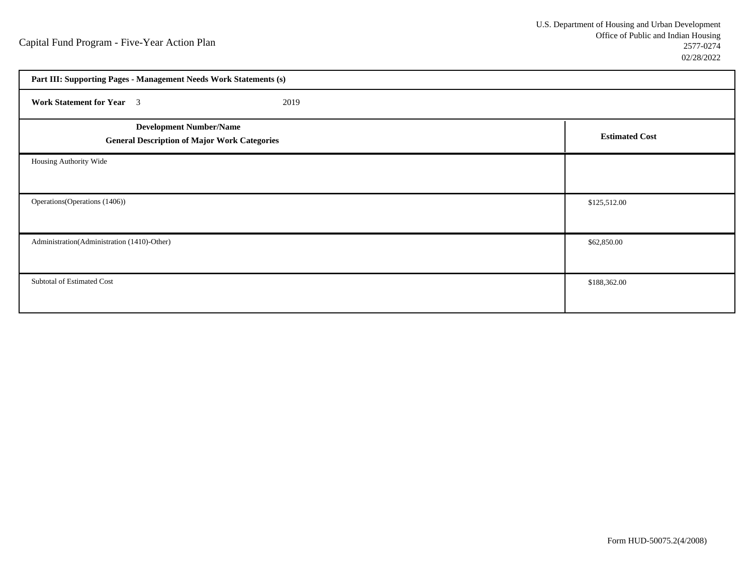Capital Fund Program - Five-Year Action Plan

U.S. Department of Housing and Urban Development
Office of Public and Indian Housing
2577-0274
02/28/2022

**Part III: Supporting Pages - Management Needs Work Statements (s)**

**Work Statement for Year** 3 2019

| **Development Number/Name**<br>**General Description of Major Work Categories** | **Estimated Cost** |
|---|---|
| Housing Authority Wide | |
| Operations(Operations (1406)) | $125,512.00 |
| Administration(Administration (1410)-Other) | $62,850.00 |
| Subtotal of Estimated Cost | $188,362.00 |

Form HUD-50075.2(4/2008)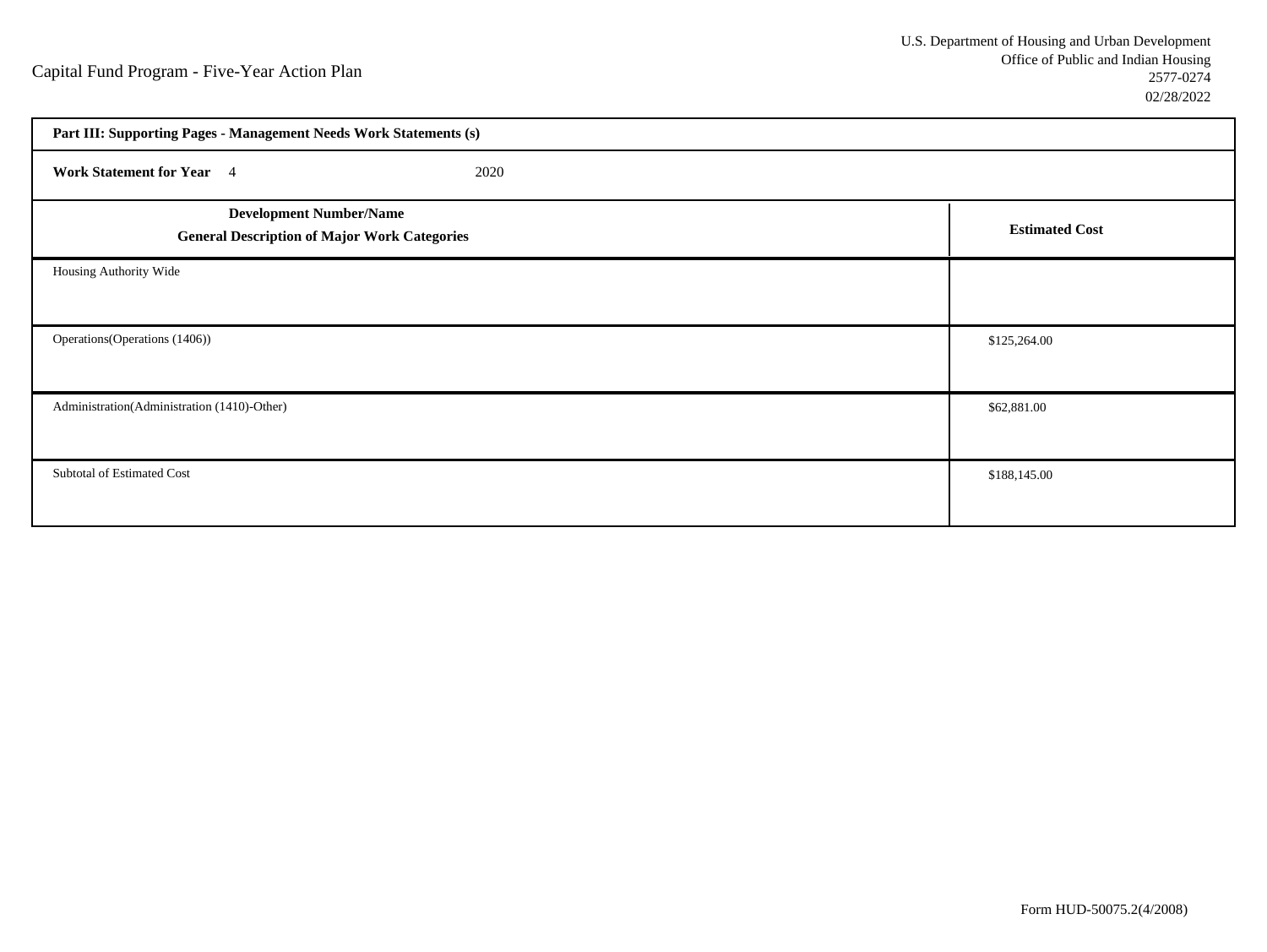Capital Fund Program - Five-Year Action Plan

U.S. Department of Housing and Urban Development
Office of Public and Indian Housing
2577-0274
02/28/2022

| **Part III: Supporting Pages - Management Needs Work Statements (s)** | |
|---|---|
| **Work Statement for Year** 4 2020 | |
| **Development Number/Name**<br>**General Description of Major Work Categories** | **Estimated Cost** |
| Housing Authority Wide | |
| Operations(Operations (1406)) | $125,264.00 |
| Administration(Administration (1410)-Other) | $62,881.00 |
| Subtotal of Estimated Cost | $188,145.00 |

Form HUD-50075.2(4/2008)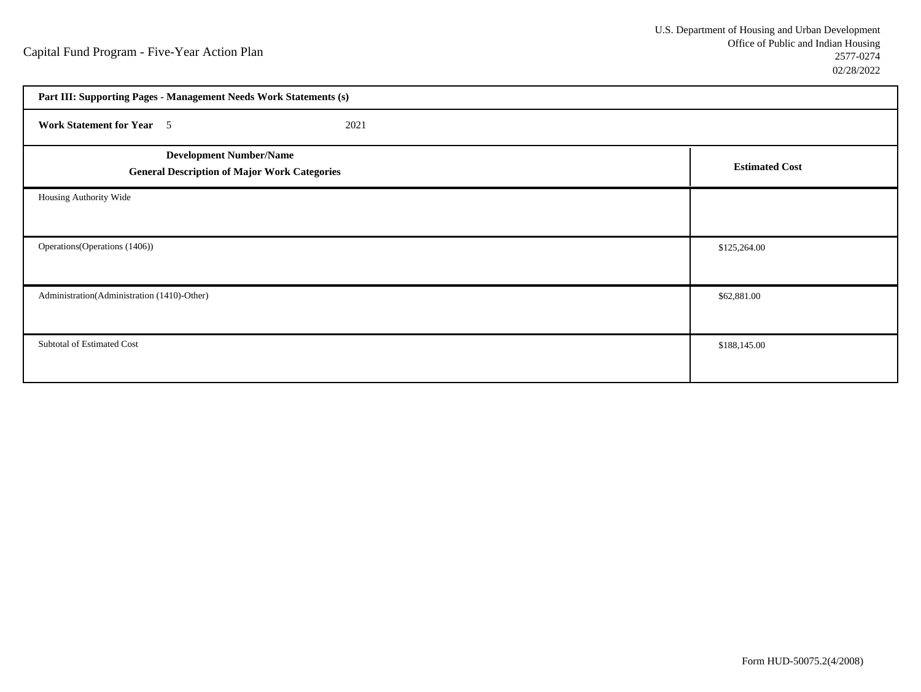Capital Fund Program - Five-Year Action Plan

U.S. Department of Housing and Urban Development
Office of Public and Indian Housing
2577-0274
02/28/2022

**Part III: Supporting Pages - Management Needs Work Statements (s)**

**Work Statement for Year** 5 2021

| **Development Number/Name**<br>**General Description of Major Work Categories** | **Estimated Cost** |
|---|---|
| Housing Authority Wide | |
| Operations(Operations (1406)) | $125,264.00 |
| Administration(Administration (1410)-Other) | $62,881.00 |
| Subtotal of Estimated Cost | $188,145.00 |

Form HUD-50075.2(4/2008)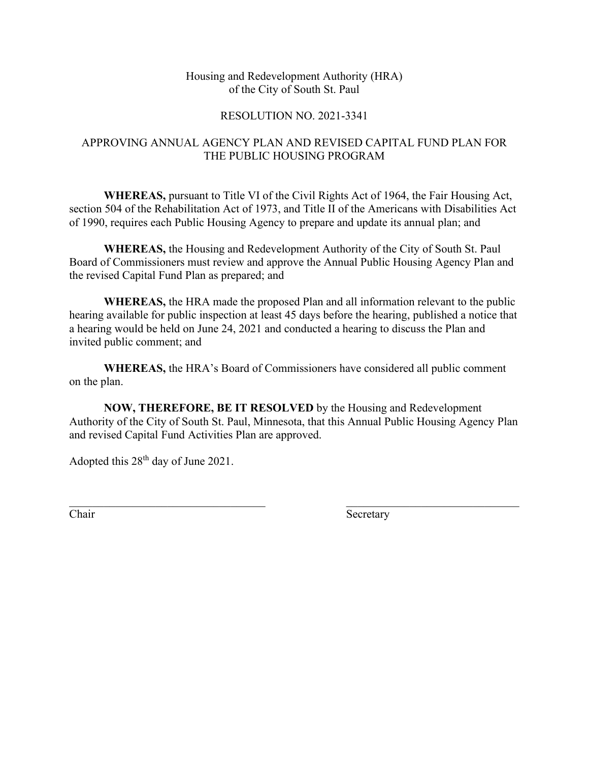Housing and Redevelopment Authority (HRA)
of the City of South St. Paul

RESOLUTION NO. 2021-3341

APPROVING ANNUAL AGENCY PLAN AND REVISED CAPITAL FUND PLAN FOR THE PUBLIC HOUSING PROGRAM

**WHEREAS,** pursuant to Title VI of the Civil Rights Act of 1964, the Fair Housing Act, section 504 of the Rehabilitation Act of 1973, and Title II of the Americans with Disabilities Act of 1990, requires each Public Housing Agency to prepare and update its annual plan; and

**WHEREAS,** the Housing and Redevelopment Authority of the City of South St. Paul Board of Commissioners must review and approve the Annual Public Housing Agency Plan and the revised Capital Fund Plan as prepared; and

**WHEREAS,** the HRA made the proposed Plan and all information relevant to the public hearing available for public inspection at least 45 days before the hearing, published a notice that a hearing would be held on June 24, 2021 and conducted a hearing to discuss the Plan and invited public comment; and

**WHEREAS,** the HRA's Board of Commissioners have considered all public comment on the plan.

**NOW, THEREFORE, BE IT RESOLVED** by the Housing and Redevelopment Authority of the City of South St. Paul, Minnesota, that this Annual Public Housing Agency Plan and revised Capital Fund Activities Plan are approved.

Adopted this 28th day of June 2021.

\_\_\_\_\_\_\_\_\_\_\_\_\_\_\_\_\_\_\_\_\_\_\_\_\_\_\_\_\_\_\_\_\_\_
Chair

\_\_\_\_\_\_\_\_\_\_\_\_\_\_\_\_\_\_\_\_\_\_\_\_\_\_\_\_\_\_\_\_\_\_
Secretary